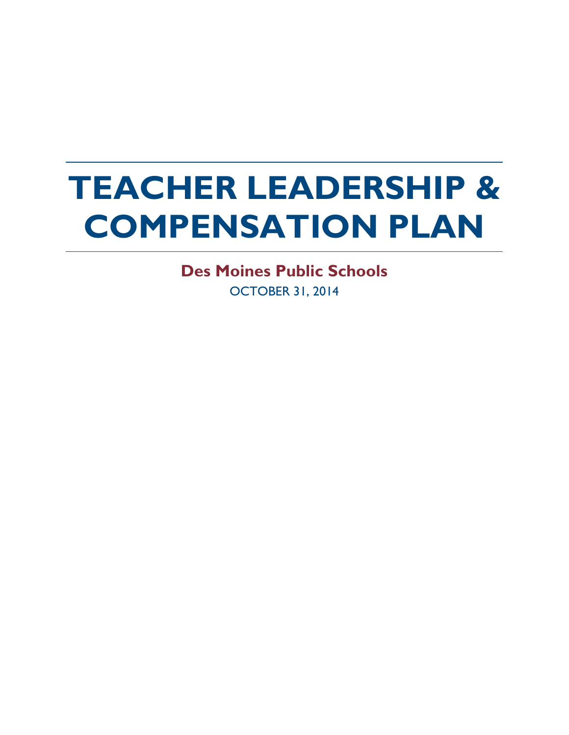# TEACHER LEADERSHIP & COMPENSATION PLAN

**Des Moines Public Schools**

OCTOBER 31, 2014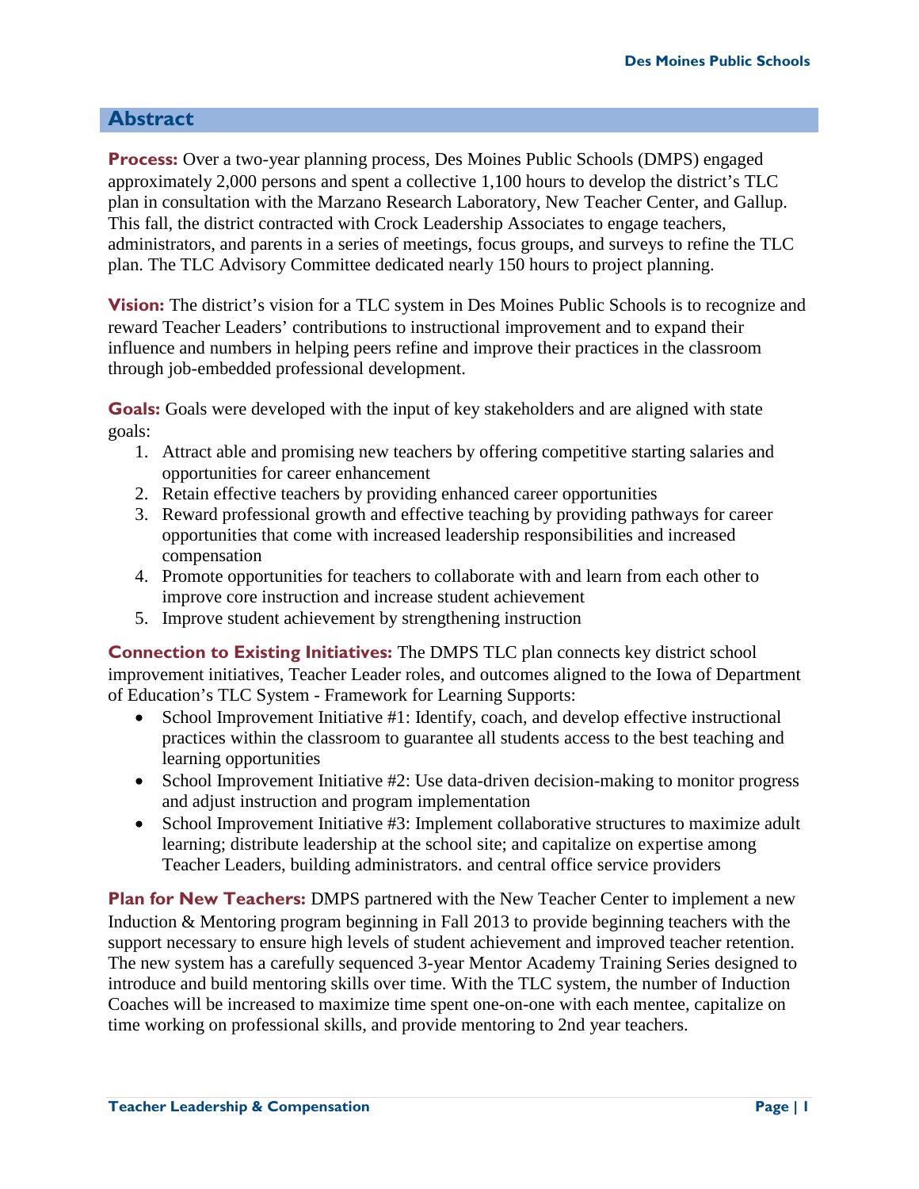## Abstract

**Process:** Over a two-year planning process, Des Moines Public Schools (DMPS) engaged approximately 2,000 persons and spent a collective 1,100 hours to develop the district's TLC plan in consultation with the Marzano Research Laboratory, New Teacher Center, and Gallup. This fall, the district contracted with Crock Leadership Associates to engage teachers, administrators, and parents in a series of meetings, focus groups, and surveys to refine the TLC plan. The TLC Advisory Committee dedicated nearly 150 hours to project planning.

**Vision:** The district's vision for a TLC system in Des Moines Public Schools is to recognize and reward Teacher Leaders' contributions to instructional improvement and to expand their influence and numbers in helping peers refine and improve their practices in the classroom through job-embedded professional development.

**Goals:** Goals were developed with the input of key stakeholders and are aligned with state goals:

1. Attract able and promising new teachers by offering competitive starting salaries and opportunities for career enhancement
2. Retain effective teachers by providing enhanced career opportunities
3. Reward professional growth and effective teaching by providing pathways for career opportunities that come with increased leadership responsibilities and increased compensation
4. Promote opportunities for teachers to collaborate with and learn from each other to improve core instruction and increase student achievement
5. Improve student achievement by strengthening instruction

**Connection to Existing Initiatives:** The DMPS TLC plan connects key district school improvement initiatives, Teacher Leader roles, and outcomes aligned to the Iowa of Department of Education's TLC System - Framework for Learning Supports:

- School Improvement Initiative #1: Identify, coach, and develop effective instructional practices within the classroom to guarantee all students access to the best teaching and learning opportunities
- School Improvement Initiative #2: Use data-driven decision-making to monitor progress and adjust instruction and program implementation
- School Improvement Initiative #3: Implement collaborative structures to maximize adult learning; distribute leadership at the school site; and capitalize on expertise among Teacher Leaders, building administrators. and central office service providers

**Plan for New Teachers:** DMPS partnered with the New Teacher Center to implement a new Induction & Mentoring program beginning in Fall 2013 to provide beginning teachers with the support necessary to ensure high levels of student achievement and improved teacher retention. The new system has a carefully sequenced 3-year Mentor Academy Training Series designed to introduce and build mentoring skills over time. With the TLC system, the number of Induction Coaches will be increased to maximize time spent one-on-one with each mentee, capitalize on time working on professional skills, and provide mentoring to 2nd year teachers.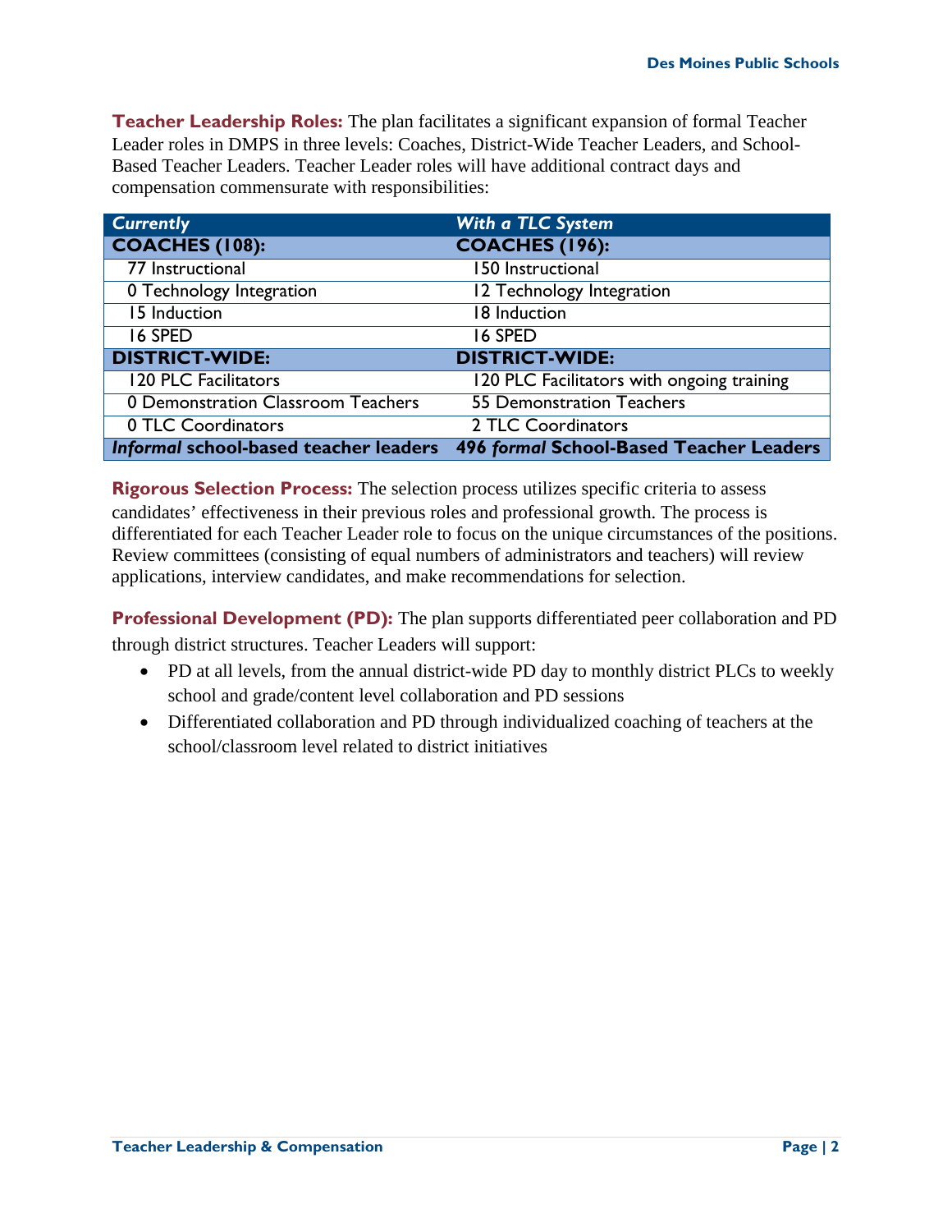**Teacher Leadership Roles:** The plan facilitates a significant expansion of formal Teacher Leader roles in DMPS in three levels: Coaches, District-Wide Teacher Leaders, and School-Based Teacher Leaders. Teacher Leader roles will have additional contract days and compensation commensurate with responsibilities:

| *Currently* | *With a TLC System* |
|---|---|
| **COACHES (108):** | **COACHES (196):** |
| 77 Instructional | 150 Instructional |
| 0 Technology Integration | 12 Technology Integration |
| 15 Induction | 18 Induction |
| 16 SPED | 16 SPED |
| **DISTRICT-WIDE:** | **DISTRICT-WIDE:** |
| 120 PLC Facilitators | 120 PLC Facilitators with ongoing training |
| 0 Demonstration Classroom Teachers | 55 Demonstration Teachers |
| 0 TLC Coordinators | 2 TLC Coordinators |
| ***Informal* school-based teacher leaders** | **496 *formal* School-Based Teacher Leaders** |

**Rigorous Selection Process:** The selection process utilizes specific criteria to assess candidates' effectiveness in their previous roles and professional growth. The process is differentiated for each Teacher Leader role to focus on the unique circumstances of the positions. Review committees (consisting of equal numbers of administrators and teachers) will review applications, interview candidates, and make recommendations for selection.

**Professional Development (PD):** The plan supports differentiated peer collaboration and PD through district structures. Teacher Leaders will support:

- PD at all levels, from the annual district-wide PD day to monthly district PLCs to weekly school and grade/content level collaboration and PD sessions
- Differentiated collaboration and PD through individualized coaching of teachers at the school/classroom level related to district initiatives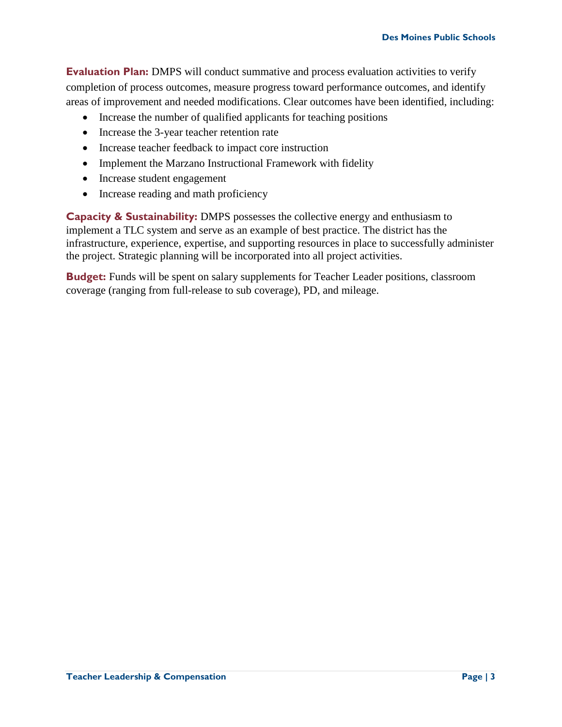**Evaluation Plan:** DMPS will conduct summative and process evaluation activities to verify completion of process outcomes, measure progress toward performance outcomes, and identify areas of improvement and needed modifications. Clear outcomes have been identified, including:

- Increase the number of qualified applicants for teaching positions
- Increase the 3-year teacher retention rate
- Increase teacher feedback to impact core instruction
- Implement the Marzano Instructional Framework with fidelity
- Increase student engagement
- Increase reading and math proficiency

**Capacity & Sustainability:** DMPS possesses the collective energy and enthusiasm to implement a TLC system and serve as an example of best practice. The district has the infrastructure, experience, expertise, and supporting resources in place to successfully administer the project. Strategic planning will be incorporated into all project activities.

**Budget:** Funds will be spent on salary supplements for Teacher Leader positions, classroom coverage (ranging from full-release to sub coverage), PD, and mileage.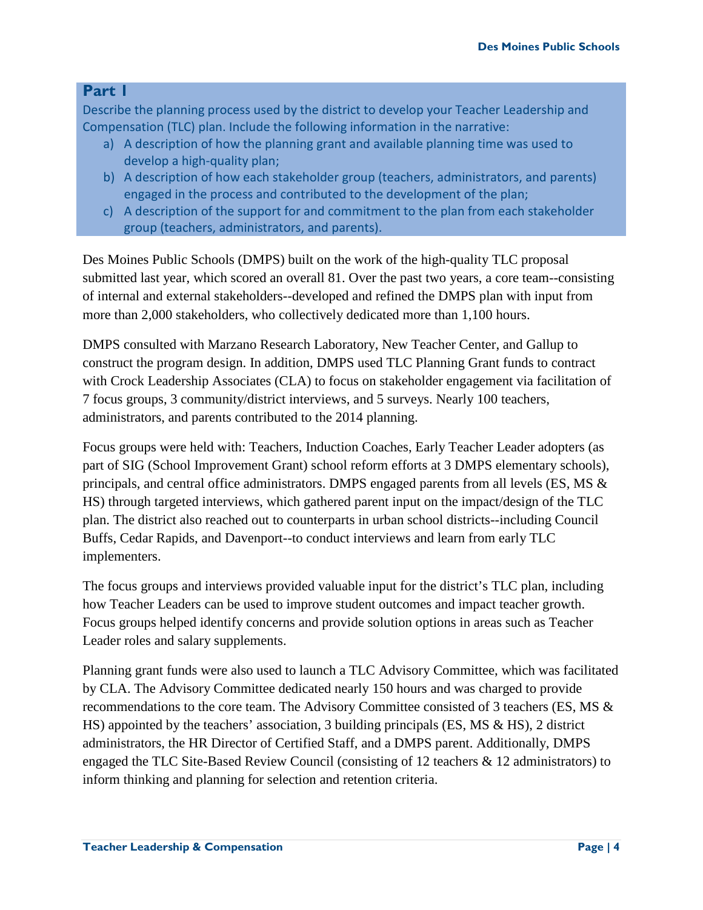## Part I

Describe the planning process used by the district to develop your Teacher Leadership and Compensation (TLC) plan. Include the following information in the narrative:

a) A description of how the planning grant and available planning time was used to develop a high-quality plan;
b) A description of how each stakeholder group (teachers, administrators, and parents) engaged in the process and contributed to the development of the plan;
c) A description of the support for and commitment to the plan from each stakeholder group (teachers, administrators, and parents).

Des Moines Public Schools (DMPS) built on the work of the high-quality TLC proposal submitted last year, which scored an overall 81. Over the past two years, a core team--consisting of internal and external stakeholders--developed and refined the DMPS plan with input from more than 2,000 stakeholders, who collectively dedicated more than 1,100 hours.

DMPS consulted with Marzano Research Laboratory, New Teacher Center, and Gallup to construct the program design. In addition, DMPS used TLC Planning Grant funds to contract with Crock Leadership Associates (CLA) to focus on stakeholder engagement via facilitation of 7 focus groups, 3 community/district interviews, and 5 surveys. Nearly 100 teachers, administrators, and parents contributed to the 2014 planning.

Focus groups were held with: Teachers, Induction Coaches, Early Teacher Leader adopters (as part of SIG (School Improvement Grant) school reform efforts at 3 DMPS elementary schools), principals, and central office administrators. DMPS engaged parents from all levels (ES, MS & HS) through targeted interviews, which gathered parent input on the impact/design of the TLC plan. The district also reached out to counterparts in urban school districts--including Council Buffs, Cedar Rapids, and Davenport--to conduct interviews and learn from early TLC implementers.

The focus groups and interviews provided valuable input for the district's TLC plan, including how Teacher Leaders can be used to improve student outcomes and impact teacher growth. Focus groups helped identify concerns and provide solution options in areas such as Teacher Leader roles and salary supplements.

Planning grant funds were also used to launch a TLC Advisory Committee, which was facilitated by CLA. The Advisory Committee dedicated nearly 150 hours and was charged to provide recommendations to the core team. The Advisory Committee consisted of 3 teachers (ES, MS & HS) appointed by the teachers' association, 3 building principals (ES, MS & HS), 2 district administrators, the HR Director of Certified Staff, and a DMPS parent. Additionally, DMPS engaged the TLC Site-Based Review Council (consisting of 12 teachers & 12 administrators) to inform thinking and planning for selection and retention criteria.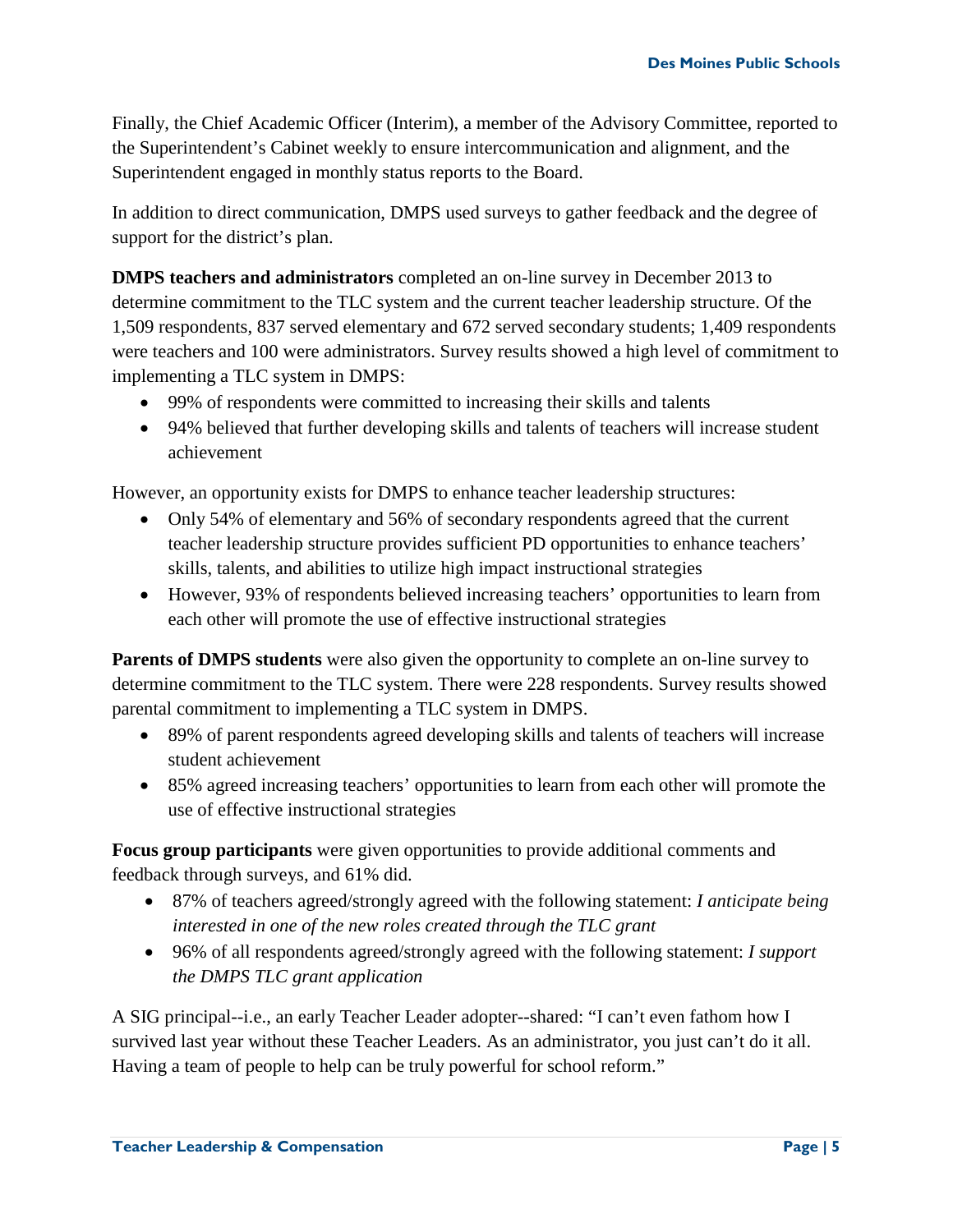Finally, the Chief Academic Officer (Interim), a member of the Advisory Committee, reported to the Superintendent's Cabinet weekly to ensure intercommunication and alignment, and the Superintendent engaged in monthly status reports to the Board.

In addition to direct communication, DMPS used surveys to gather feedback and the degree of support for the district's plan.

**DMPS teachers and administrators** completed an on-line survey in December 2013 to determine commitment to the TLC system and the current teacher leadership structure. Of the 1,509 respondents, 837 served elementary and 672 served secondary students; 1,409 respondents were teachers and 100 were administrators. Survey results showed a high level of commitment to implementing a TLC system in DMPS:

- 99% of respondents were committed to increasing their skills and talents
- 94% believed that further developing skills and talents of teachers will increase student achievement

However, an opportunity exists for DMPS to enhance teacher leadership structures:

- Only 54% of elementary and 56% of secondary respondents agreed that the current teacher leadership structure provides sufficient PD opportunities to enhance teachers' skills, talents, and abilities to utilize high impact instructional strategies
- However, 93% of respondents believed increasing teachers' opportunities to learn from each other will promote the use of effective instructional strategies

**Parents of DMPS students** were also given the opportunity to complete an on-line survey to determine commitment to the TLC system. There were 228 respondents. Survey results showed parental commitment to implementing a TLC system in DMPS.

- 89% of parent respondents agreed developing skills and talents of teachers will increase student achievement
- 85% agreed increasing teachers' opportunities to learn from each other will promote the use of effective instructional strategies

**Focus group participants** were given opportunities to provide additional comments and feedback through surveys, and 61% did.

- 87% of teachers agreed/strongly agreed with the following statement: *I anticipate being interested in one of the new roles created through the TLC grant*
- 96% of all respondents agreed/strongly agreed with the following statement: *I support the DMPS TLC grant application*

A SIG principal--i.e., an early Teacher Leader adopter--shared: "I can't even fathom how I survived last year without these Teacher Leaders. As an administrator, you just can't do it all. Having a team of people to help can be truly powerful for school reform."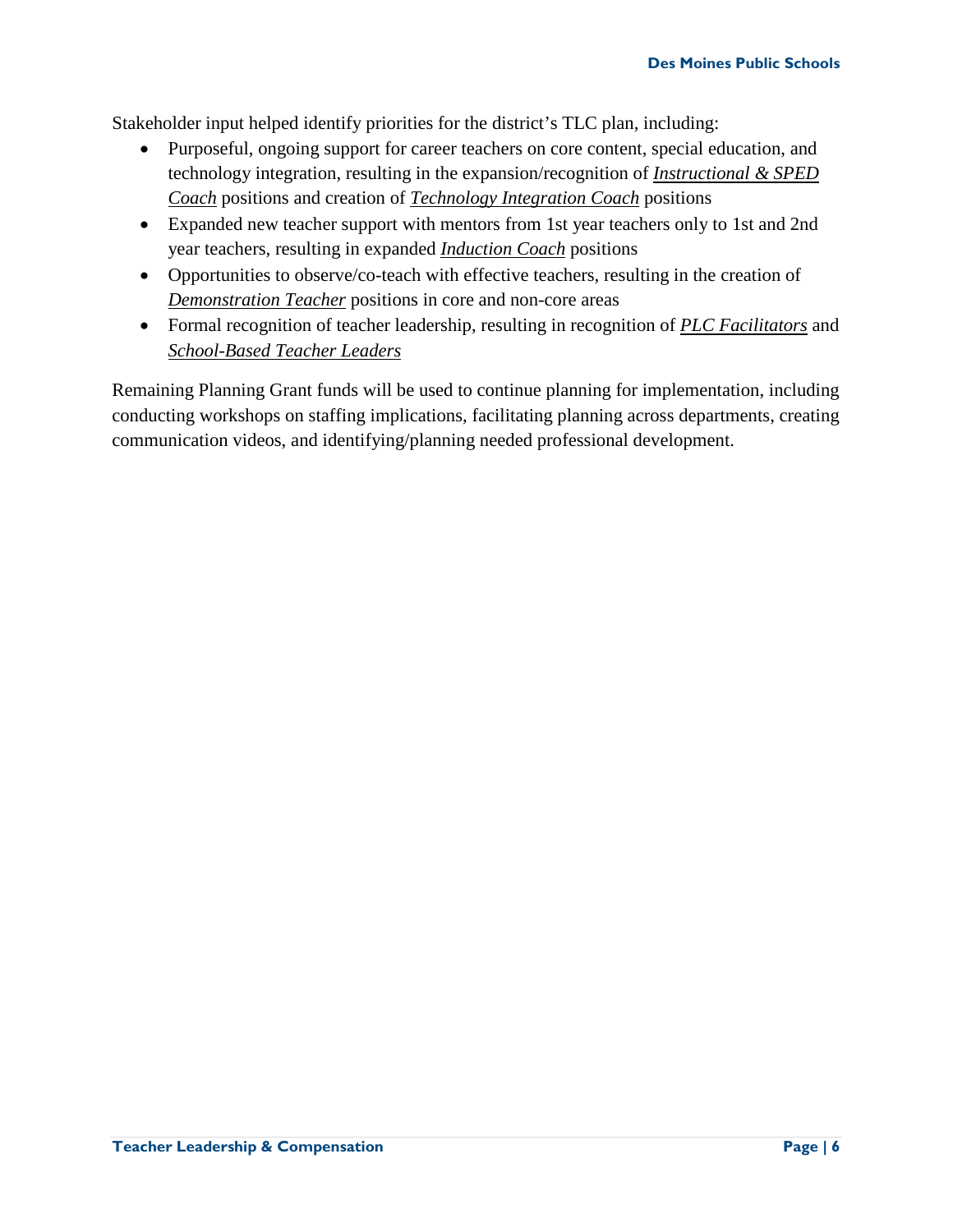Stakeholder input helped identify priorities for the district's TLC plan, including:

- Purposeful, ongoing support for career teachers on core content, special education, and technology integration, resulting in the expansion/recognition of ***Instructional & SPED Coach*** positions and creation of ***Technology Integration Coach*** positions
- Expanded new teacher support with mentors from 1st year teachers only to 1st and 2nd year teachers, resulting in expanded ***Induction Coach*** positions
- Opportunities to observe/co-teach with effective teachers, resulting in the creation of ***Demonstration Teacher*** positions in core and non-core areas
- Formal recognition of teacher leadership, resulting in recognition of ***PLC Facilitators*** and ***School-Based Teacher Leaders***

Remaining Planning Grant funds will be used to continue planning for implementation, including conducting workshops on staffing implications, facilitating planning across departments, creating communication videos, and identifying/planning needed professional development.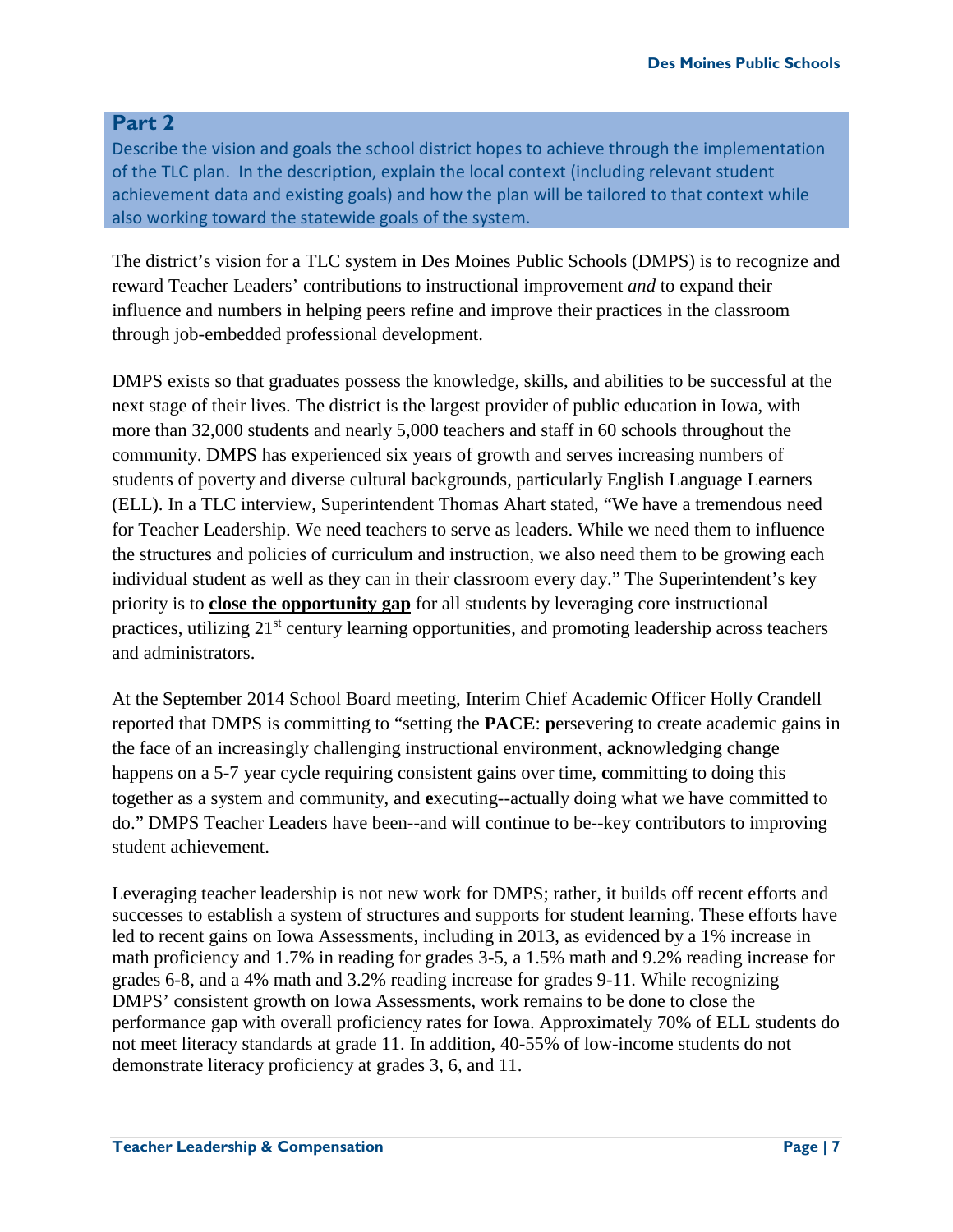## Part 2

Describe the vision and goals the school district hopes to achieve through the implementation of the TLC plan. In the description, explain the local context (including relevant student achievement data and existing goals) and how the plan will be tailored to that context while also working toward the statewide goals of the system.

The district's vision for a TLC system in Des Moines Public Schools (DMPS) is to recognize and reward Teacher Leaders' contributions to instructional improvement *and* to expand their influence and numbers in helping peers refine and improve their practices in the classroom through job-embedded professional development.

DMPS exists so that graduates possess the knowledge, skills, and abilities to be successful at the next stage of their lives. The district is the largest provider of public education in Iowa, with more than 32,000 students and nearly 5,000 teachers and staff in 60 schools throughout the community. DMPS has experienced six years of growth and serves increasing numbers of students of poverty and diverse cultural backgrounds, particularly English Language Learners (ELL). In a TLC interview, Superintendent Thomas Ahart stated, "We have a tremendous need for Teacher Leadership. We need teachers to serve as leaders. While we need them to influence the structures and policies of curriculum and instruction, we also need them to be growing each individual student as well as they can in their classroom every day." The Superintendent's key priority is to **close the opportunity gap** for all students by leveraging core instructional practices, utilizing 21st century learning opportunities, and promoting leadership across teachers and administrators.

At the September 2014 School Board meeting, Interim Chief Academic Officer Holly Crandell reported that DMPS is committing to "setting the **PACE**: **p**ersevering to create academic gains in the face of an increasingly challenging instructional environment, **a**cknowledging change happens on a 5-7 year cycle requiring consistent gains over time, **c**ommitting to doing this together as a system and community, and **e**xecuting--actually doing what we have committed to do." DMPS Teacher Leaders have been--and will continue to be--key contributors to improving student achievement.

Leveraging teacher leadership is not new work for DMPS; rather, it builds off recent efforts and successes to establish a system of structures and supports for student learning. These efforts have led to recent gains on Iowa Assessments, including in 2013, as evidenced by a 1% increase in math proficiency and 1.7% in reading for grades 3-5, a 1.5% math and 9.2% reading increase for grades 6-8, and a 4% math and 3.2% reading increase for grades 9-11. While recognizing DMPS' consistent growth on Iowa Assessments, work remains to be done to close the performance gap with overall proficiency rates for Iowa. Approximately 70% of ELL students do not meet literacy standards at grade 11. In addition, 40-55% of low-income students do not demonstrate literacy proficiency at grades 3, 6, and 11.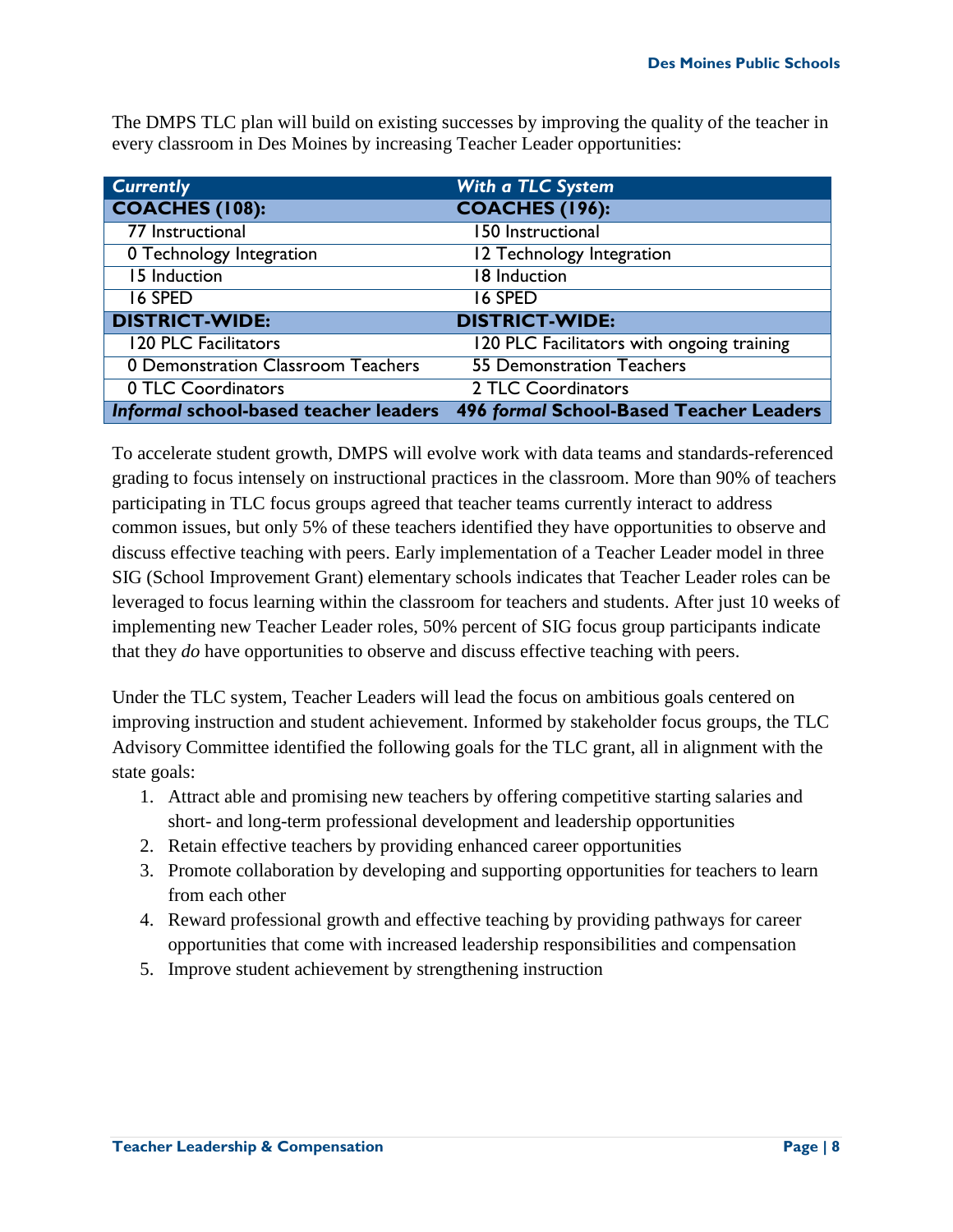The DMPS TLC plan will build on existing successes by improving the quality of the teacher in every classroom in Des Moines by increasing Teacher Leader opportunities:

| *Currently* | *With a TLC System* |
|---|---|
| **COACHES (108):** | **COACHES (196):** |
| 77 Instructional | 150 Instructional |
| 0 Technology Integration | 12 Technology Integration |
| 15 Induction | 18 Induction |
| 16 SPED | 16 SPED |
| **DISTRICT-WIDE:** | **DISTRICT-WIDE:** |
| 120 PLC Facilitators | 120 PLC Facilitators with ongoing training |
| 0 Demonstration Classroom Teachers | 55 Demonstration Teachers |
| 0 TLC Coordinators | 2 TLC Coordinators |
| ***Informal* school-based teacher leaders** | **496 *formal* School-Based Teacher Leaders** |

To accelerate student growth, DMPS will evolve work with data teams and standards-referenced grading to focus intensely on instructional practices in the classroom. More than 90% of teachers participating in TLC focus groups agreed that teacher teams currently interact to address common issues, but only 5% of these teachers identified they have opportunities to observe and discuss effective teaching with peers. Early implementation of a Teacher Leader model in three SIG (School Improvement Grant) elementary schools indicates that Teacher Leader roles can be leveraged to focus learning within the classroom for teachers and students. After just 10 weeks of implementing new Teacher Leader roles, 50% percent of SIG focus group participants indicate that they *do* have opportunities to observe and discuss effective teaching with peers.

Under the TLC system, Teacher Leaders will lead the focus on ambitious goals centered on improving instruction and student achievement. Informed by stakeholder focus groups, the TLC Advisory Committee identified the following goals for the TLC grant, all in alignment with the state goals:

1. Attract able and promising new teachers by offering competitive starting salaries and short- and long-term professional development and leadership opportunities
2. Retain effective teachers by providing enhanced career opportunities
3. Promote collaboration by developing and supporting opportunities for teachers to learn from each other
4. Reward professional growth and effective teaching by providing pathways for career opportunities that come with increased leadership responsibilities and compensation
5. Improve student achievement by strengthening instruction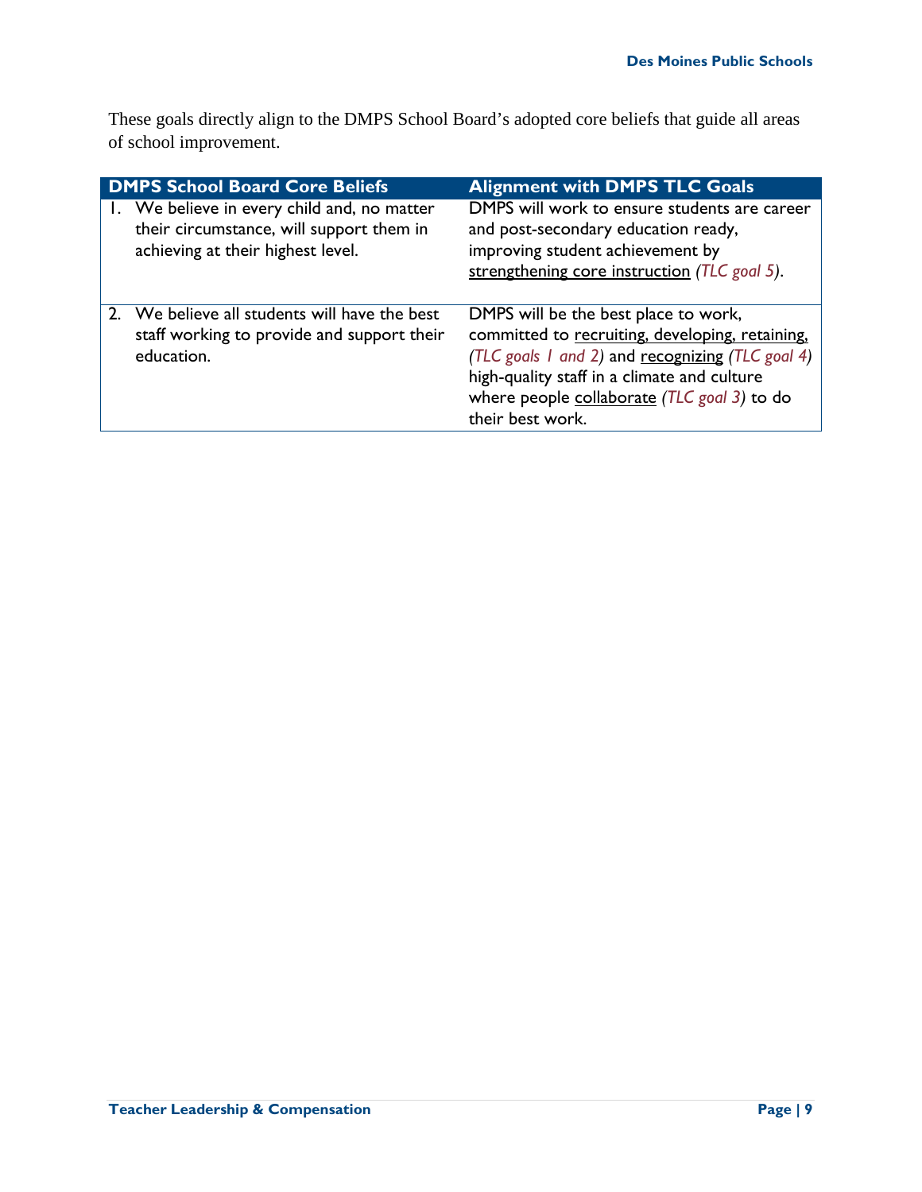These goals directly align to the DMPS School Board's adopted core beliefs that guide all areas of school improvement.

| DMPS School Board Core Beliefs | Alignment with DMPS TLC Goals |
|---|---|
| 1. We believe in every child and, no matter their circumstance, will support them in achieving at their highest level. | DMPS will work to ensure students are career and post-secondary education ready, improving student achievement by strengthening core instruction *(TLC goal 5)*. |
| 2. We believe all students will have the best staff working to provide and support their education. | DMPS will be the best place to work, committed to recruiting, developing, retaining, *(TLC goals 1 and 2)* and recognizing *(TLC goal 4)* high-quality staff in a climate and culture where people collaborate *(TLC goal 3)* to do their best work. |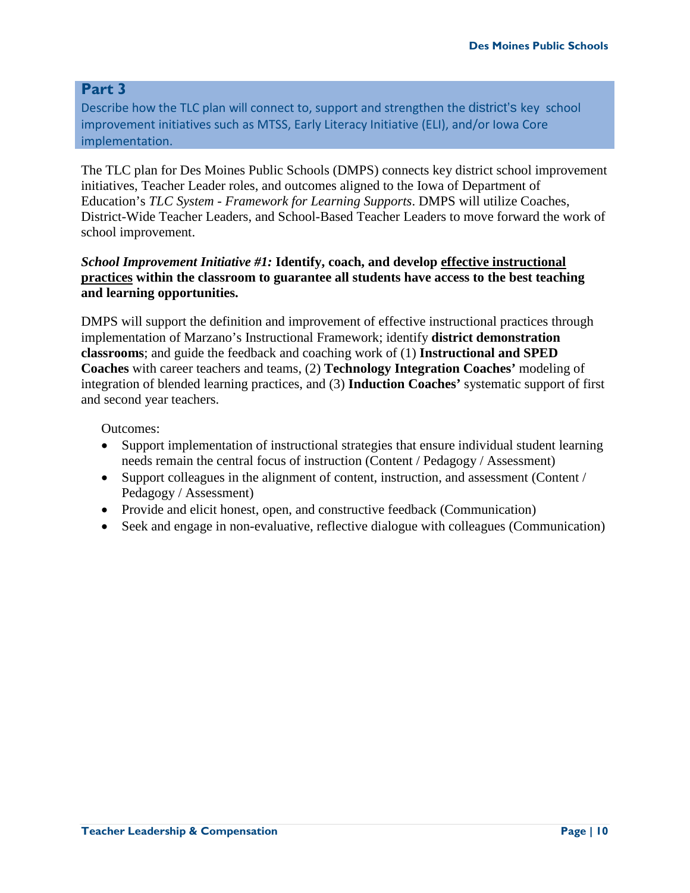## Part 3

Describe how the TLC plan will connect to, support and strengthen the district's key school improvement initiatives such as MTSS, Early Literacy Initiative (ELI), and/or Iowa Core implementation.

The TLC plan for Des Moines Public Schools (DMPS) connects key district school improvement initiatives, Teacher Leader roles, and outcomes aligned to the Iowa of Department of Education's *TLC System - Framework for Learning Supports*. DMPS will utilize Coaches, District-Wide Teacher Leaders, and School-Based Teacher Leaders to move forward the work of school improvement.

***School Improvement Initiative #1:*** **Identify, coach, and develop <u>effective instructional practices</u> within the classroom to guarantee all students have access to the best teaching and learning opportunities.**

DMPS will support the definition and improvement of effective instructional practices through implementation of Marzano's Instructional Framework; identify **district demonstration classrooms**; and guide the feedback and coaching work of (1) **Instructional and SPED Coaches** with career teachers and teams, (2) **Technology Integration Coaches'** modeling of integration of blended learning practices, and (3) **Induction Coaches'** systematic support of first and second year teachers.

Outcomes:

- Support implementation of instructional strategies that ensure individual student learning needs remain the central focus of instruction (Content / Pedagogy / Assessment)
- Support colleagues in the alignment of content, instruction, and assessment (Content / Pedagogy / Assessment)
- Provide and elicit honest, open, and constructive feedback (Communication)
- Seek and engage in non-evaluative, reflective dialogue with colleagues (Communication)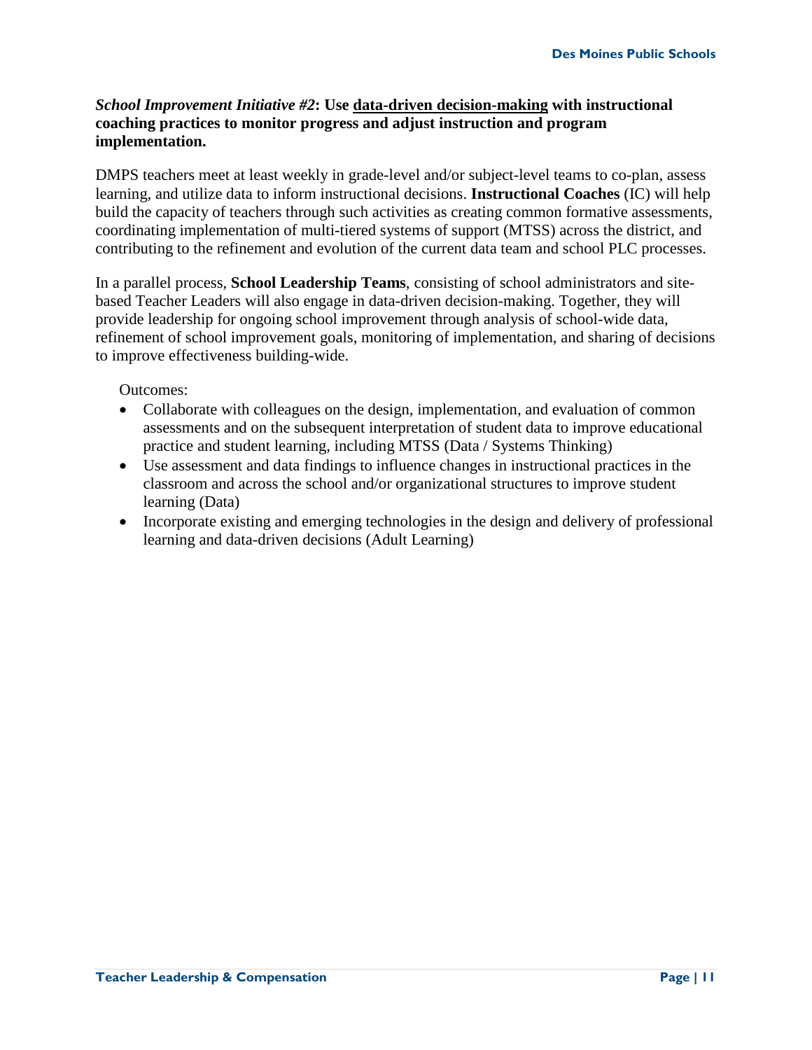***School Improvement Initiative #2*: Use <u>data-driven decision-making</u> with instructional coaching practices to monitor progress and adjust instruction and program implementation.**

DMPS teachers meet at least weekly in grade-level and/or subject-level teams to co-plan, assess learning, and utilize data to inform instructional decisions. **Instructional Coaches** (IC) will help build the capacity of teachers through such activities as creating common formative assessments, coordinating implementation of multi-tiered systems of support (MTSS) across the district, and contributing to the refinement and evolution of the current data team and school PLC processes.

In a parallel process, **School Leadership Teams**, consisting of school administrators and site-based Teacher Leaders will also engage in data-driven decision-making. Together, they will provide leadership for ongoing school improvement through analysis of school-wide data, refinement of school improvement goals, monitoring of implementation, and sharing of decisions to improve effectiveness building-wide.

Outcomes:

- Collaborate with colleagues on the design, implementation, and evaluation of common assessments and on the subsequent interpretation of student data to improve educational practice and student learning, including MTSS (Data / Systems Thinking)
- Use assessment and data findings to influence changes in instructional practices in the classroom and across the school and/or organizational structures to improve student learning (Data)
- Incorporate existing and emerging technologies in the design and delivery of professional learning and data-driven decisions (Adult Learning)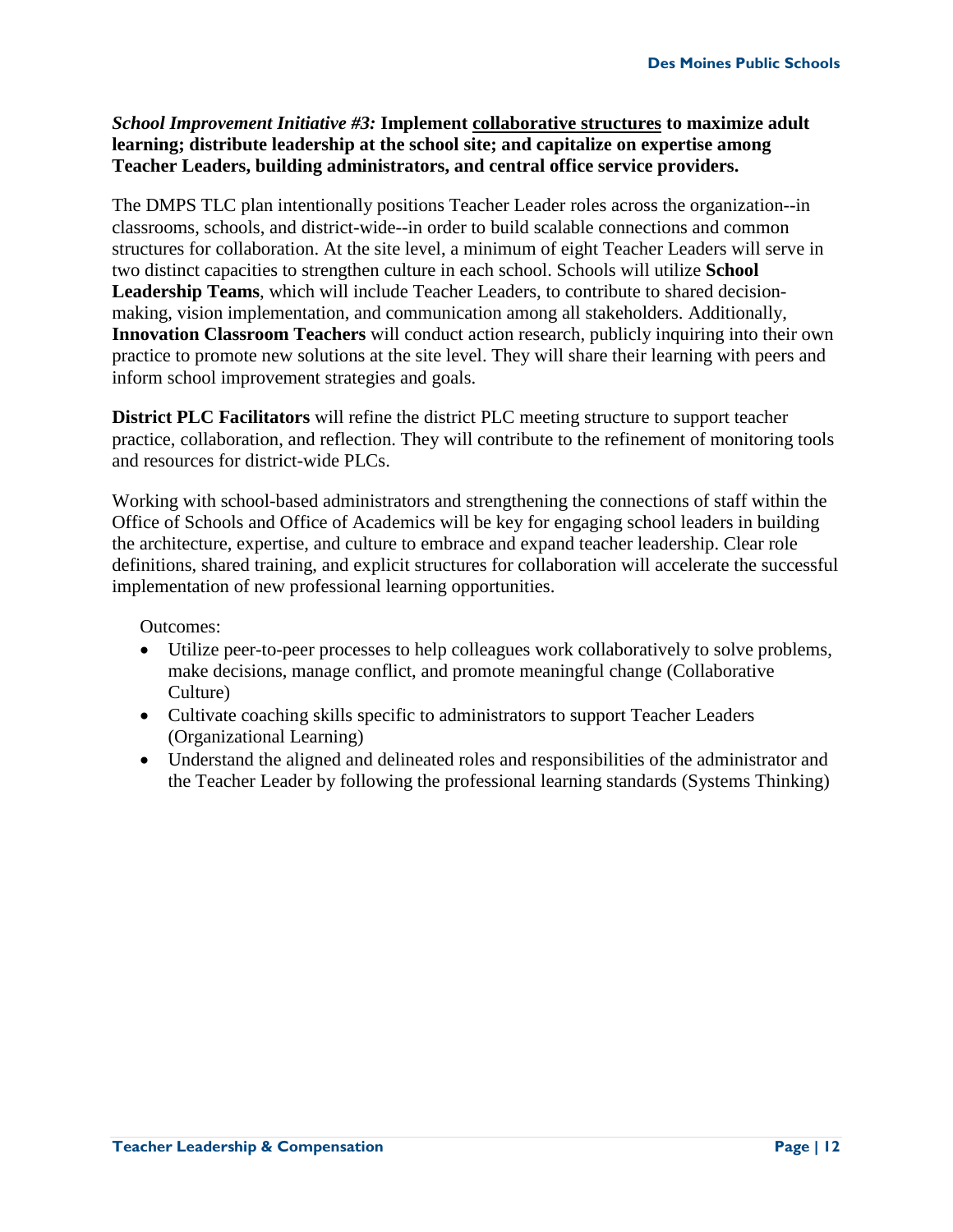***School Improvement Initiative #3:*** **Implement <u>collaborative structures</u> to maximize adult learning; distribute leadership at the school site; and capitalize on expertise among Teacher Leaders, building administrators, and central office service providers.**

The DMPS TLC plan intentionally positions Teacher Leader roles across the organization--in classrooms, schools, and district-wide--in order to build scalable connections and common structures for collaboration. At the site level, a minimum of eight Teacher Leaders will serve in two distinct capacities to strengthen culture in each school. Schools will utilize **School Leadership Teams**, which will include Teacher Leaders, to contribute to shared decision-making, vision implementation, and communication among all stakeholders. Additionally, **Innovation Classroom Teachers** will conduct action research, publicly inquiring into their own practice to promote new solutions at the site level. They will share their learning with peers and inform school improvement strategies and goals.

**District PLC Facilitators** will refine the district PLC meeting structure to support teacher practice, collaboration, and reflection. They will contribute to the refinement of monitoring tools and resources for district-wide PLCs.

Working with school-based administrators and strengthening the connections of staff within the Office of Schools and Office of Academics will be key for engaging school leaders in building the architecture, expertise, and culture to embrace and expand teacher leadership. Clear role definitions, shared training, and explicit structures for collaboration will accelerate the successful implementation of new professional learning opportunities.

Outcomes:

- Utilize peer-to-peer processes to help colleagues work collaboratively to solve problems, make decisions, manage conflict, and promote meaningful change (Collaborative Culture)
- Cultivate coaching skills specific to administrators to support Teacher Leaders (Organizational Learning)
- Understand the aligned and delineated roles and responsibilities of the administrator and the Teacher Leader by following the professional learning standards (Systems Thinking)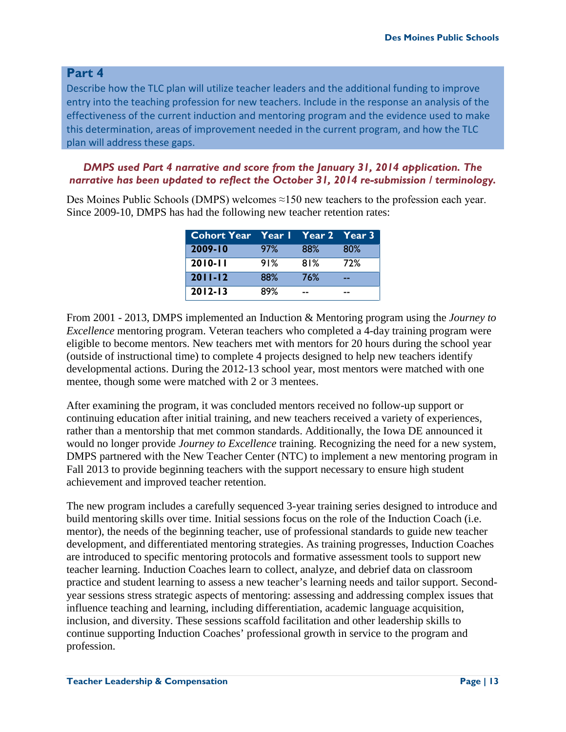## Part 4

Describe how the TLC plan will utilize teacher leaders and the additional funding to improve entry into the teaching profession for new teachers. Include in the response an analysis of the effectiveness of the current induction and mentoring program and the evidence used to make this determination, areas of improvement needed in the current program, and how the TLC plan will address these gaps.

***DMPS used Part 4 narrative and score from the January 31, 2014 application. The narrative has been updated to reflect the October 31, 2014 re-submission / terminology.***

Des Moines Public Schools (DMPS) welcomes ≈150 new teachers to the profession each year. Since 2009-10, DMPS has had the following new teacher retention rates:

| Cohort Year | Year 1 | Year 2 | Year 3 |
|---|---|---|---|
| **2009-10** | 97% | 88% | 80% |
| **2010-11** | 91% | 81% | 72% |
| **2011-12** | 88% | 76% | -- |
| **2012-13** | 89% | -- | -- |

From 2001 - 2013, DMPS implemented an Induction & Mentoring program using the *Journey to Excellence* mentoring program. Veteran teachers who completed a 4-day training program were eligible to become mentors. New teachers met with mentors for 20 hours during the school year (outside of instructional time) to complete 4 projects designed to help new teachers identify developmental actions. During the 2012-13 school year, most mentors were matched with one mentee, though some were matched with 2 or 3 mentees.

After examining the program, it was concluded mentors received no follow-up support or continuing education after initial training, and new teachers received a variety of experiences, rather than a mentorship that met common standards. Additionally, the Iowa DE announced it would no longer provide *Journey to Excellence* training. Recognizing the need for a new system, DMPS partnered with the New Teacher Center (NTC) to implement a new mentoring program in Fall 2013 to provide beginning teachers with the support necessary to ensure high student achievement and improved teacher retention.

The new program includes a carefully sequenced 3-year training series designed to introduce and build mentoring skills over time. Initial sessions focus on the role of the Induction Coach (i.e. mentor), the needs of the beginning teacher, use of professional standards to guide new teacher development, and differentiated mentoring strategies. As training progresses, Induction Coaches are introduced to specific mentoring protocols and formative assessment tools to support new teacher learning. Induction Coaches learn to collect, analyze, and debrief data on classroom practice and student learning to assess a new teacher's learning needs and tailor support. Second-year sessions stress strategic aspects of mentoring: assessing and addressing complex issues that influence teaching and learning, including differentiation, academic language acquisition, inclusion, and diversity. These sessions scaffold facilitation and other leadership skills to continue supporting Induction Coaches' professional growth in service to the program and profession.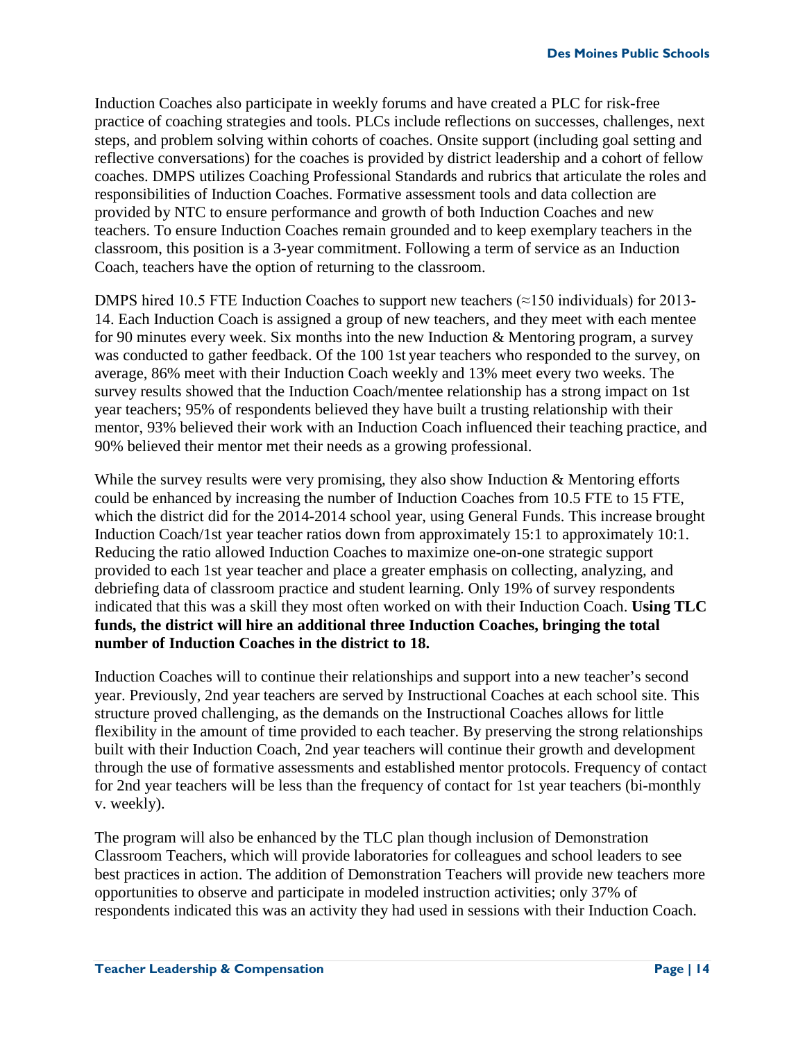Induction Coaches also participate in weekly forums and have created a PLC for risk-free practice of coaching strategies and tools. PLCs include reflections on successes, challenges, next steps, and problem solving within cohorts of coaches. Onsite support (including goal setting and reflective conversations) for the coaches is provided by district leadership and a cohort of fellow coaches. DMPS utilizes Coaching Professional Standards and rubrics that articulate the roles and responsibilities of Induction Coaches. Formative assessment tools and data collection are provided by NTC to ensure performance and growth of both Induction Coaches and new teachers. To ensure Induction Coaches remain grounded and to keep exemplary teachers in the classroom, this position is a 3-year commitment. Following a term of service as an Induction Coach, teachers have the option of returning to the classroom.

DMPS hired 10.5 FTE Induction Coaches to support new teachers (≈150 individuals) for 2013-14. Each Induction Coach is assigned a group of new teachers, and they meet with each mentee for 90 minutes every week. Six months into the new Induction & Mentoring program, a survey was conducted to gather feedback. Of the 100 1st year teachers who responded to the survey, on average, 86% meet with their Induction Coach weekly and 13% meet every two weeks. The survey results showed that the Induction Coach/mentee relationship has a strong impact on 1st year teachers; 95% of respondents believed they have built a trusting relationship with their mentor, 93% believed their work with an Induction Coach influenced their teaching practice, and 90% believed their mentor met their needs as a growing professional.

While the survey results were very promising, they also show Induction & Mentoring efforts could be enhanced by increasing the number of Induction Coaches from 10.5 FTE to 15 FTE, which the district did for the 2014-2014 school year, using General Funds. This increase brought Induction Coach/1st year teacher ratios down from approximately 15:1 to approximately 10:1. Reducing the ratio allowed Induction Coaches to maximize one-on-one strategic support provided to each 1st year teacher and place a greater emphasis on collecting, analyzing, and debriefing data of classroom practice and student learning. Only 19% of survey respondents indicated that this was a skill they most often worked on with their Induction Coach. **Using TLC funds, the district will hire an additional three Induction Coaches, bringing the total number of Induction Coaches in the district to 18.**

Induction Coaches will to continue their relationships and support into a new teacher's second year. Previously, 2nd year teachers are served by Instructional Coaches at each school site. This structure proved challenging, as the demands on the Instructional Coaches allows for little flexibility in the amount of time provided to each teacher. By preserving the strong relationships built with their Induction Coach, 2nd year teachers will continue their growth and development through the use of formative assessments and established mentor protocols. Frequency of contact for 2nd year teachers will be less than the frequency of contact for 1st year teachers (bi-monthly v. weekly).

The program will also be enhanced by the TLC plan though inclusion of Demonstration Classroom Teachers, which will provide laboratories for colleagues and school leaders to see best practices in action. The addition of Demonstration Teachers will provide new teachers more opportunities to observe and participate in modeled instruction activities; only 37% of respondents indicated this was an activity they had used in sessions with their Induction Coach.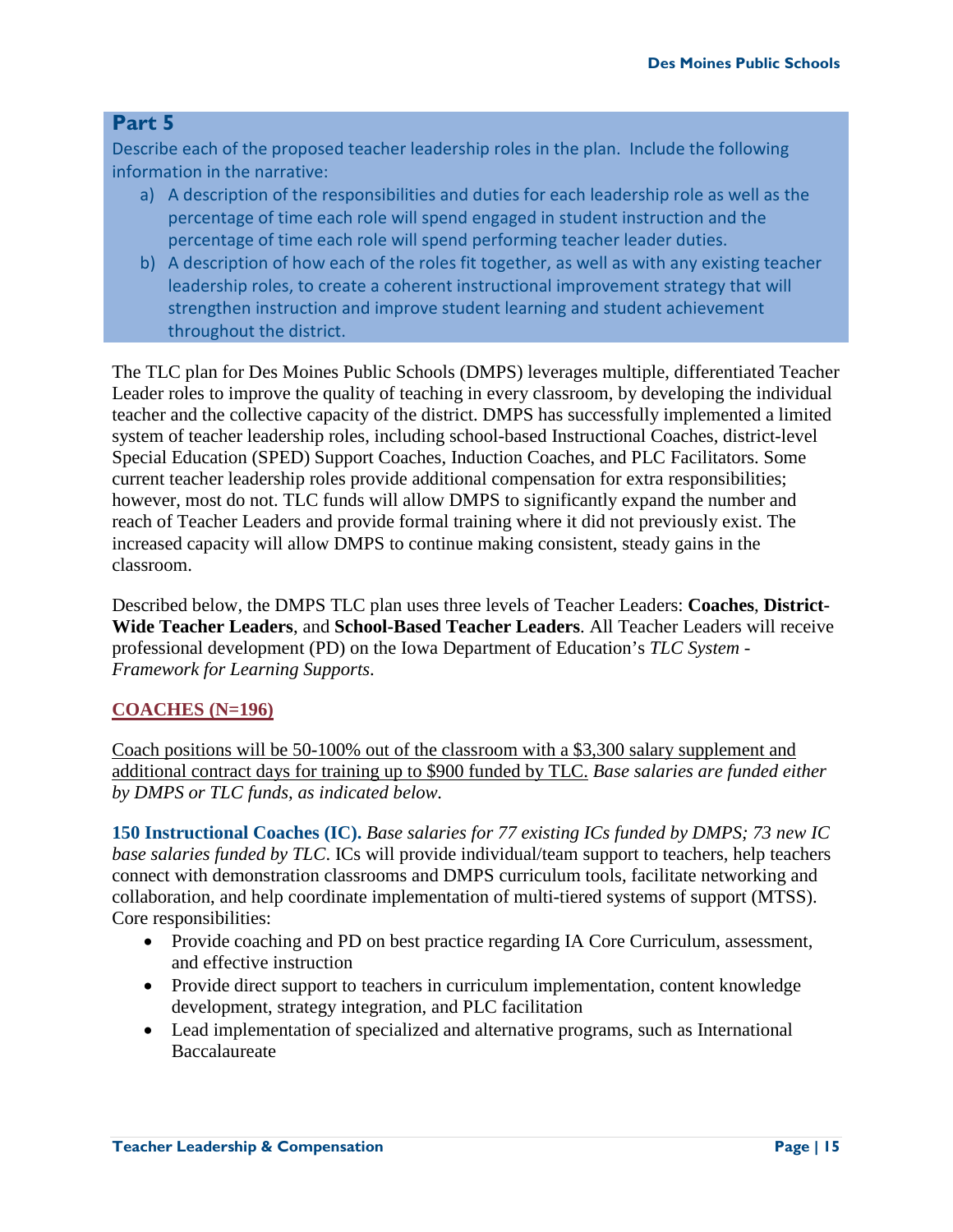## Part 5

Describe each of the proposed teacher leadership roles in the plan. Include the following information in the narrative:

a) A description of the responsibilities and duties for each leadership role as well as the percentage of time each role will spend engaged in student instruction and the percentage of time each role will spend performing teacher leader duties.
b) A description of how each of the roles fit together, as well as with any existing teacher leadership roles, to create a coherent instructional improvement strategy that will strengthen instruction and improve student learning and student achievement throughout the district.

The TLC plan for Des Moines Public Schools (DMPS) leverages multiple, differentiated Teacher Leader roles to improve the quality of teaching in every classroom, by developing the individual teacher and the collective capacity of the district. DMPS has successfully implemented a limited system of teacher leadership roles, including school-based Instructional Coaches, district-level Special Education (SPED) Support Coaches, Induction Coaches, and PLC Facilitators. Some current teacher leadership roles provide additional compensation for extra responsibilities; however, most do not. TLC funds will allow DMPS to significantly expand the number and reach of Teacher Leaders and provide formal training where it did not previously exist. The increased capacity will allow DMPS to continue making consistent, steady gains in the classroom.

Described below, the DMPS TLC plan uses three levels of Teacher Leaders: **Coaches**, **District-Wide Teacher Leaders**, and **School-Based Teacher Leaders**. All Teacher Leaders will receive professional development (PD) on the Iowa Department of Education's *TLC System - Framework for Learning Supports*.

### COACHES (N=196)

Coach positions will be 50-100% out of the classroom with a $3,300 salary supplement and additional contract days for training up to $900 funded by TLC. *Base salaries are funded either by DMPS or TLC funds, as indicated below.*

**150 Instructional Coaches (IC).** *Base salaries for 77 existing ICs funded by DMPS; 73 new IC base salaries funded by TLC*. ICs will provide individual/team support to teachers, help teachers connect with demonstration classrooms and DMPS curriculum tools, facilitate networking and collaboration, and help coordinate implementation of multi-tiered systems of support (MTSS). Core responsibilities:

- Provide coaching and PD on best practice regarding IA Core Curriculum, assessment, and effective instruction
- Provide direct support to teachers in curriculum implementation, content knowledge development, strategy integration, and PLC facilitation
- Lead implementation of specialized and alternative programs, such as International Baccalaureate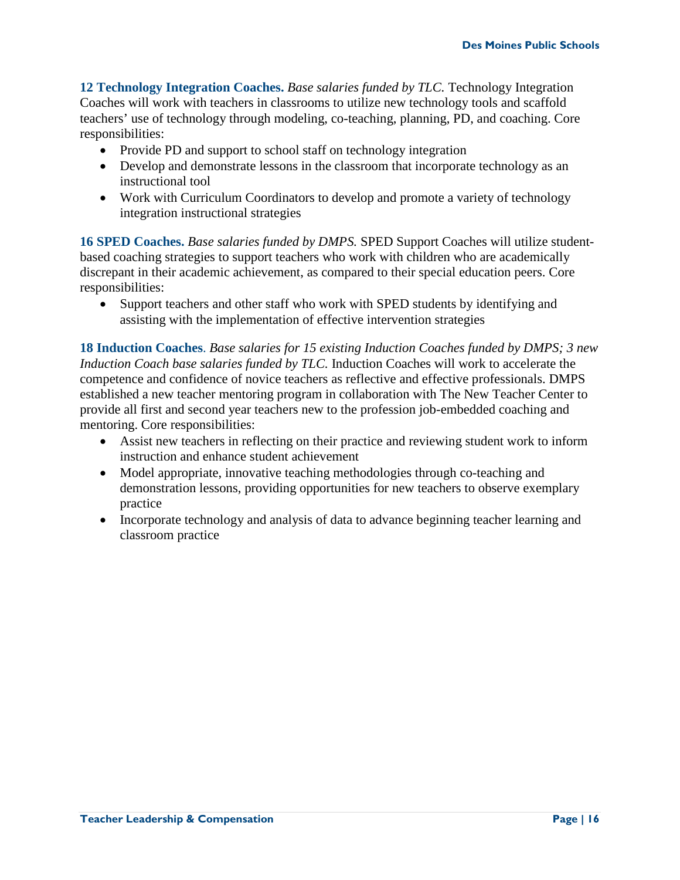**12 Technology Integration Coaches.** *Base salaries funded by TLC.* Technology Integration Coaches will work with teachers in classrooms to utilize new technology tools and scaffold teachers' use of technology through modeling, co-teaching, planning, PD, and coaching. Core responsibilities:

- Provide PD and support to school staff on technology integration
- Develop and demonstrate lessons in the classroom that incorporate technology as an instructional tool
- Work with Curriculum Coordinators to develop and promote a variety of technology integration instructional strategies

**16 SPED Coaches.** *Base salaries funded by DMPS.* SPED Support Coaches will utilize student-based coaching strategies to support teachers who work with children who are academically discrepant in their academic achievement, as compared to their special education peers. Core responsibilities:

- Support teachers and other staff who work with SPED students by identifying and assisting with the implementation of effective intervention strategies

**18 Induction Coaches**. *Base salaries for 15 existing Induction Coaches funded by DMPS; 3 new Induction Coach base salaries funded by TLC.* Induction Coaches will work to accelerate the competence and confidence of novice teachers as reflective and effective professionals. DMPS established a new teacher mentoring program in collaboration with The New Teacher Center to provide all first and second year teachers new to the profession job-embedded coaching and mentoring. Core responsibilities:

- Assist new teachers in reflecting on their practice and reviewing student work to inform instruction and enhance student achievement
- Model appropriate, innovative teaching methodologies through co-teaching and demonstration lessons, providing opportunities for new teachers to observe exemplary practice
- Incorporate technology and analysis of data to advance beginning teacher learning and classroom practice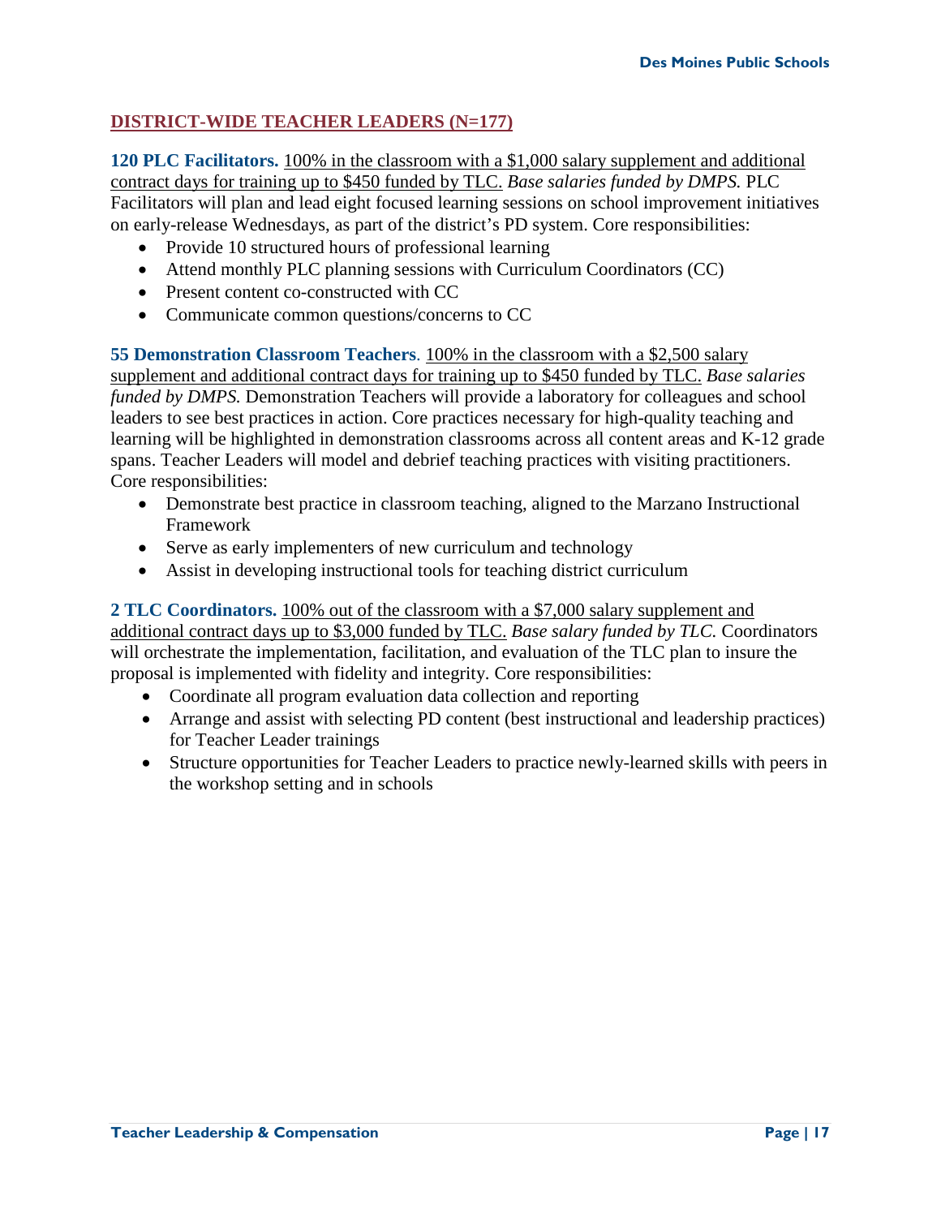## DISTRICT-WIDE TEACHER LEADERS (N=177)

**120 PLC Facilitators.** 100% in the classroom with a $1,000 salary supplement and additional contract days for training up to $450 funded by TLC. *Base salaries funded by DMPS.* PLC Facilitators will plan and lead eight focused learning sessions on school improvement initiatives on early-release Wednesdays, as part of the district's PD system. Core responsibilities:

- Provide 10 structured hours of professional learning
- Attend monthly PLC planning sessions with Curriculum Coordinators (CC)
- Present content co-constructed with CC
- Communicate common questions/concerns to CC

**55 Demonstration Classroom Teachers**. 100% in the classroom with a $2,500 salary supplement and additional contract days for training up to $450 funded by TLC. *Base salaries funded by DMPS.* Demonstration Teachers will provide a laboratory for colleagues and school leaders to see best practices in action. Core practices necessary for high-quality teaching and learning will be highlighted in demonstration classrooms across all content areas and K-12 grade spans. Teacher Leaders will model and debrief teaching practices with visiting practitioners. Core responsibilities:

- Demonstrate best practice in classroom teaching, aligned to the Marzano Instructional Framework
- Serve as early implementers of new curriculum and technology
- Assist in developing instructional tools for teaching district curriculum

**2 TLC Coordinators.** 100% out of the classroom with a $7,000 salary supplement and additional contract days up to $3,000 funded by TLC. *Base salary funded by TLC.* Coordinators will orchestrate the implementation, facilitation, and evaluation of the TLC plan to insure the proposal is implemented with fidelity and integrity. Core responsibilities:

- Coordinate all program evaluation data collection and reporting
- Arrange and assist with selecting PD content (best instructional and leadership practices) for Teacher Leader trainings
- Structure opportunities for Teacher Leaders to practice newly-learned skills with peers in the workshop setting and in schools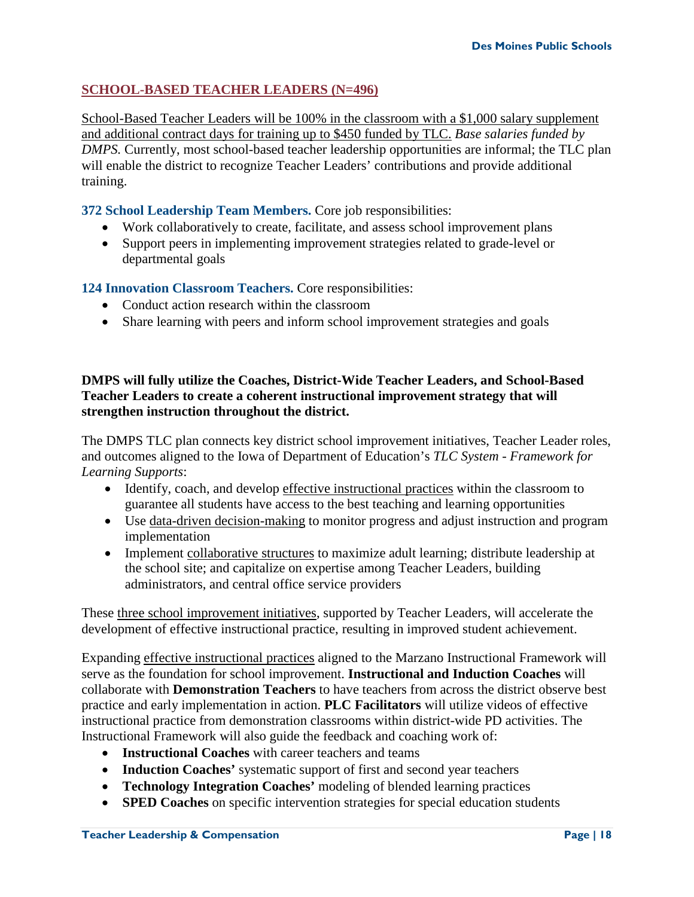## SCHOOL-BASED TEACHER LEADERS (N=496)

School-Based Teacher Leaders will be 100% in the classroom with a $1,000 salary supplement and additional contract days for training up to $450 funded by TLC. *Base salaries funded by DMPS.* Currently, most school-based teacher leadership opportunities are informal; the TLC plan will enable the district to recognize Teacher Leaders' contributions and provide additional training.

**372 School Leadership Team Members.** Core job responsibilities:

- Work collaboratively to create, facilitate, and assess school improvement plans
- Support peers in implementing improvement strategies related to grade-level or departmental goals

**124 Innovation Classroom Teachers.** Core responsibilities:

- Conduct action research within the classroom
- Share learning with peers and inform school improvement strategies and goals

**DMPS will fully utilize the Coaches, District-Wide Teacher Leaders, and School-Based Teacher Leaders to create a coherent instructional improvement strategy that will strengthen instruction throughout the district.**

The DMPS TLC plan connects key district school improvement initiatives, Teacher Leader roles, and outcomes aligned to the Iowa of Department of Education's *TLC System - Framework for Learning Supports*:

- Identify, coach, and develop effective instructional practices within the classroom to guarantee all students have access to the best teaching and learning opportunities
- Use data-driven decision-making to monitor progress and adjust instruction and program implementation
- Implement collaborative structures to maximize adult learning; distribute leadership at the school site; and capitalize on expertise among Teacher Leaders, building administrators, and central office service providers

These three school improvement initiatives, supported by Teacher Leaders, will accelerate the development of effective instructional practice, resulting in improved student achievement.

Expanding effective instructional practices aligned to the Marzano Instructional Framework will serve as the foundation for school improvement. **Instructional and Induction Coaches** will collaborate with **Demonstration Teachers** to have teachers from across the district observe best practice and early implementation in action. **PLC Facilitators** will utilize videos of effective instructional practice from demonstration classrooms within district-wide PD activities. The Instructional Framework will also guide the feedback and coaching work of:

- **Instructional Coaches** with career teachers and teams
- **Induction Coaches'** systematic support of first and second year teachers
- **Technology Integration Coaches'** modeling of blended learning practices
- **SPED Coaches** on specific intervention strategies for special education students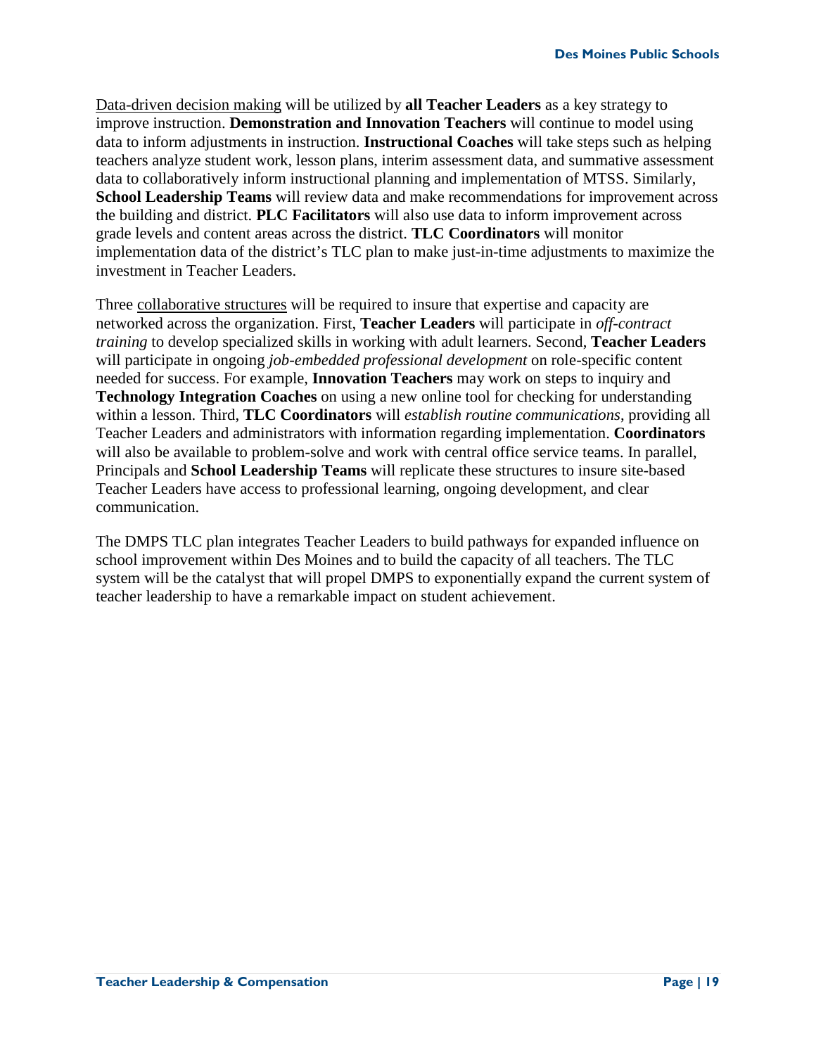<u>Data-driven decision making</u> will be utilized by **all Teacher Leaders** as a key strategy to improve instruction. **Demonstration and Innovation Teachers** will continue to model using data to inform adjustments in instruction. **Instructional Coaches** will take steps such as helping teachers analyze student work, lesson plans, interim assessment data, and summative assessment data to collaboratively inform instructional planning and implementation of MTSS. Similarly, **School Leadership Teams** will review data and make recommendations for improvement across the building and district. **PLC Facilitators** will also use data to inform improvement across grade levels and content areas across the district. **TLC Coordinators** will monitor implementation data of the district's TLC plan to make just-in-time adjustments to maximize the investment in Teacher Leaders.

Three <u>collaborative structures</u> will be required to insure that expertise and capacity are networked across the organization. First, **Teacher Leaders** will participate in *off-contract training* to develop specialized skills in working with adult learners. Second, **Teacher Leaders** will participate in ongoing *job-embedded professional development* on role-specific content needed for success. For example, **Innovation Teachers** may work on steps to inquiry and **Technology Integration Coaches** on using a new online tool for checking for understanding within a lesson. Third, **TLC Coordinators** will *establish routine communications*, providing all Teacher Leaders and administrators with information regarding implementation. **Coordinators** will also be available to problem-solve and work with central office service teams. In parallel, Principals and **School Leadership Teams** will replicate these structures to insure site-based Teacher Leaders have access to professional learning, ongoing development, and clear communication.

The DMPS TLC plan integrates Teacher Leaders to build pathways for expanded influence on school improvement within Des Moines and to build the capacity of all teachers. The TLC system will be the catalyst that will propel DMPS to exponentially expand the current system of teacher leadership to have a remarkable impact on student achievement.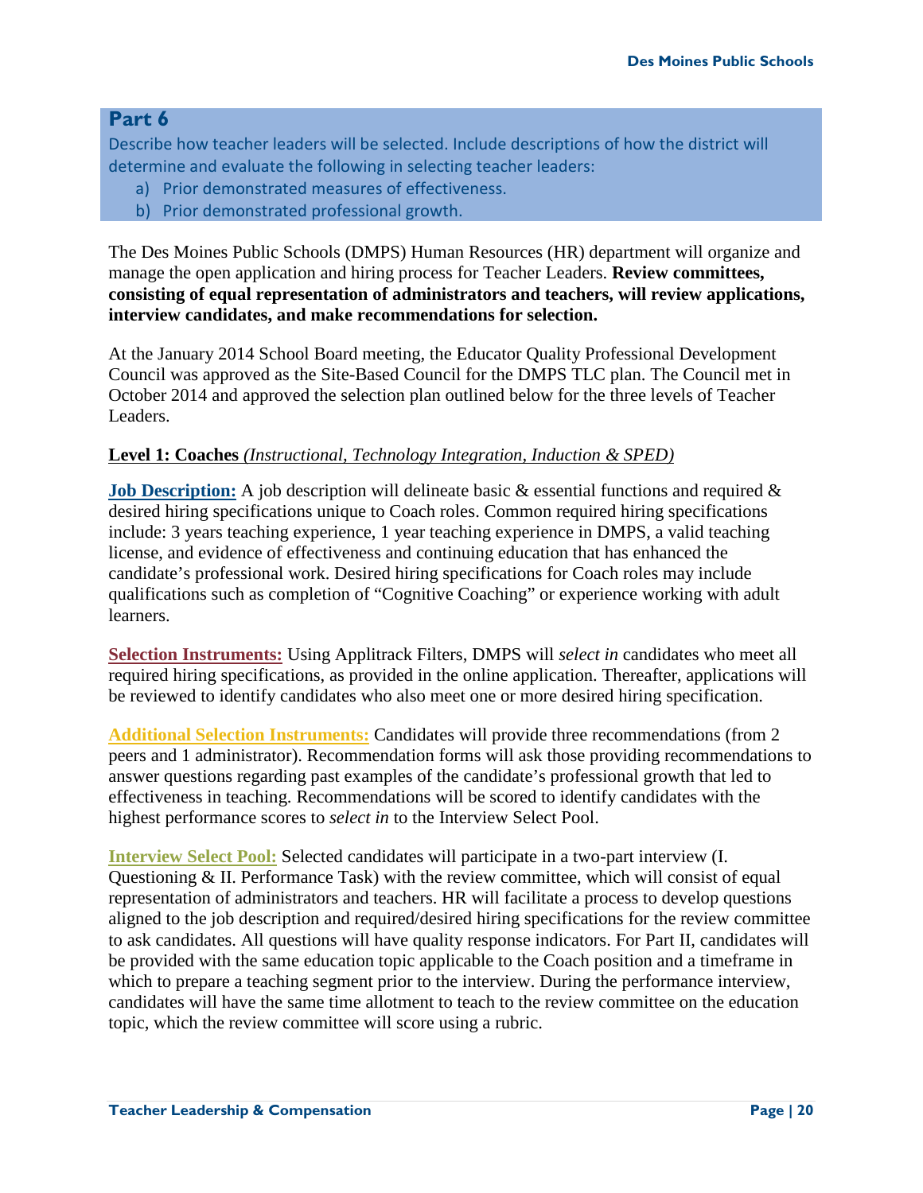## Part 6

Describe how teacher leaders will be selected. Include descriptions of how the district will determine and evaluate the following in selecting teacher leaders:

a) Prior demonstrated measures of effectiveness.
b) Prior demonstrated professional growth.

The Des Moines Public Schools (DMPS) Human Resources (HR) department will organize and manage the open application and hiring process for Teacher Leaders. **Review committees, consisting of equal representation of administrators and teachers, will review applications, interview candidates, and make recommendations for selection.**

At the January 2014 School Board meeting, the Educator Quality Professional Development Council was approved as the Site-Based Council for the DMPS TLC plan. The Council met in October 2014 and approved the selection plan outlined below for the three levels of Teacher Leaders.

**Level 1: Coaches** *(Instructional, Technology Integration, Induction & SPED)*

**Job Description:** A job description will delineate basic & essential functions and required & desired hiring specifications unique to Coach roles. Common required hiring specifications include: 3 years teaching experience, 1 year teaching experience in DMPS, a valid teaching license, and evidence of effectiveness and continuing education that has enhanced the candidate's professional work. Desired hiring specifications for Coach roles may include qualifications such as completion of "Cognitive Coaching" or experience working with adult learners.

**Selection Instruments:** Using Applitrack Filters, DMPS will *select in* candidates who meet all required hiring specifications, as provided in the online application. Thereafter, applications will be reviewed to identify candidates who also meet one or more desired hiring specification.

**Additional Selection Instruments:** Candidates will provide three recommendations (from 2 peers and 1 administrator). Recommendation forms will ask those providing recommendations to answer questions regarding past examples of the candidate's professional growth that led to effectiveness in teaching. Recommendations will be scored to identify candidates with the highest performance scores to *select in* to the Interview Select Pool.

**Interview Select Pool:** Selected candidates will participate in a two-part interview (I. Questioning & II. Performance Task) with the review committee, which will consist of equal representation of administrators and teachers. HR will facilitate a process to develop questions aligned to the job description and required/desired hiring specifications for the review committee to ask candidates. All questions will have quality response indicators. For Part II, candidates will be provided with the same education topic applicable to the Coach position and a timeframe in which to prepare a teaching segment prior to the interview. During the performance interview, candidates will have the same time allotment to teach to the review committee on the education topic, which the review committee will score using a rubric.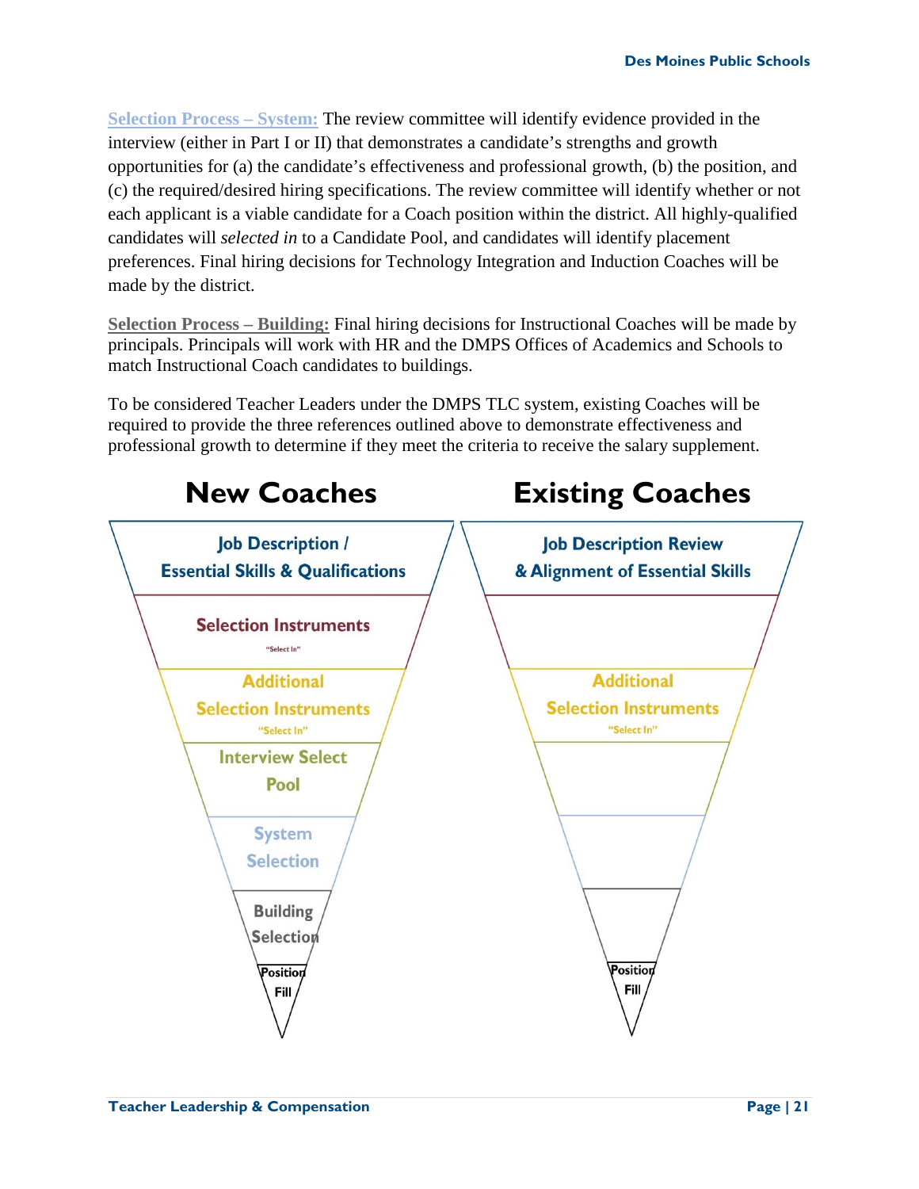**Selection Process – System:** The review committee will identify evidence provided in the interview (either in Part I or II) that demonstrates a candidate's strengths and growth opportunities for (a) the candidate's effectiveness and professional growth, (b) the position, and (c) the required/desired hiring specifications. The review committee will identify whether or not each applicant is a viable candidate for a Coach position within the district. All highly-qualified candidates will *selected in* to a Candidate Pool, and candidates will identify placement preferences. Final hiring decisions for Technology Integration and Induction Coaches will be made by the district.

**Selection Process – Building:** Final hiring decisions for Instructional Coaches will be made by principals. Principals will work with HR and the DMPS Offices of Academics and Schools to match Instructional Coach candidates to buildings.

To be considered Teacher Leaders under the DMPS TLC system, existing Coaches will be required to provide the three references outlined above to demonstrate effectiveness and professional growth to determine if they meet the criteria to receive the salary supplement.

New Coaches

Job Description / Essential Skills & Qualifications

Selection Instruments

"Select In"

Additional Selection Instruments

"Select In"

Interview Select Pool

System Selection

Building Selection

Position Fill

Existing Coaches

Job Description Review & Alignment of Essential Skills

Additional Selection Instruments

"Select In"

Position Fill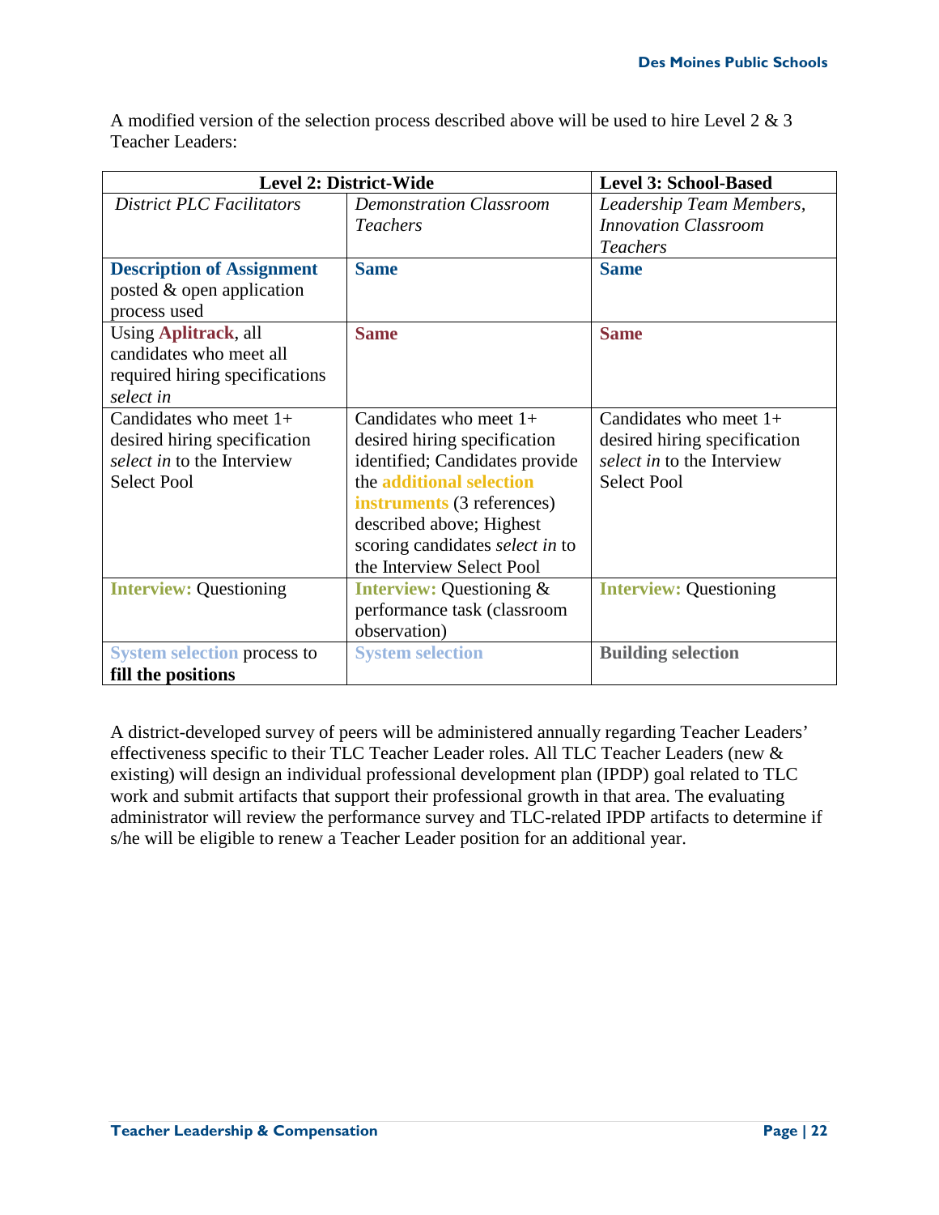A modified version of the selection process described above will be used to hire Level 2 & 3 Teacher Leaders:

| Level 2: District-Wide | | Level 3: School-Based |
|---|---|---|
| *District PLC Facilitators* | *Demonstration Classroom Teachers* | *Leadership Team Members, Innovation Classroom Teachers* |
| **Description of Assignment** posted & open application process used | **Same** | **Same** |
| Using **Aplitrack**, all candidates who meet all required hiring specifications *select in* | **Same** | **Same** |
| Candidates who meet 1+ desired hiring specification *select in* to the Interview Select Pool | Candidates who meet 1+ desired hiring specification identified; Candidates provide the **additional selection instruments** (3 references) described above; Highest scoring candidates *select in* to the Interview Select Pool | Candidates who meet 1+ desired hiring specification *select in* to the Interview Select Pool |
| **Interview:** Questioning | **Interview:** Questioning & performance task (classroom observation) | **Interview:** Questioning |
| **System selection** process to **fill the positions** | **System selection** | **Building selection** |

A district-developed survey of peers will be administered annually regarding Teacher Leaders' effectiveness specific to their TLC Teacher Leader roles. All TLC Teacher Leaders (new & existing) will design an individual professional development plan (IPDP) goal related to TLC work and submit artifacts that support their professional growth in that area. The evaluating administrator will review the performance survey and TLC-related IPDP artifacts to determine if s/he will be eligible to renew a Teacher Leader position for an additional year.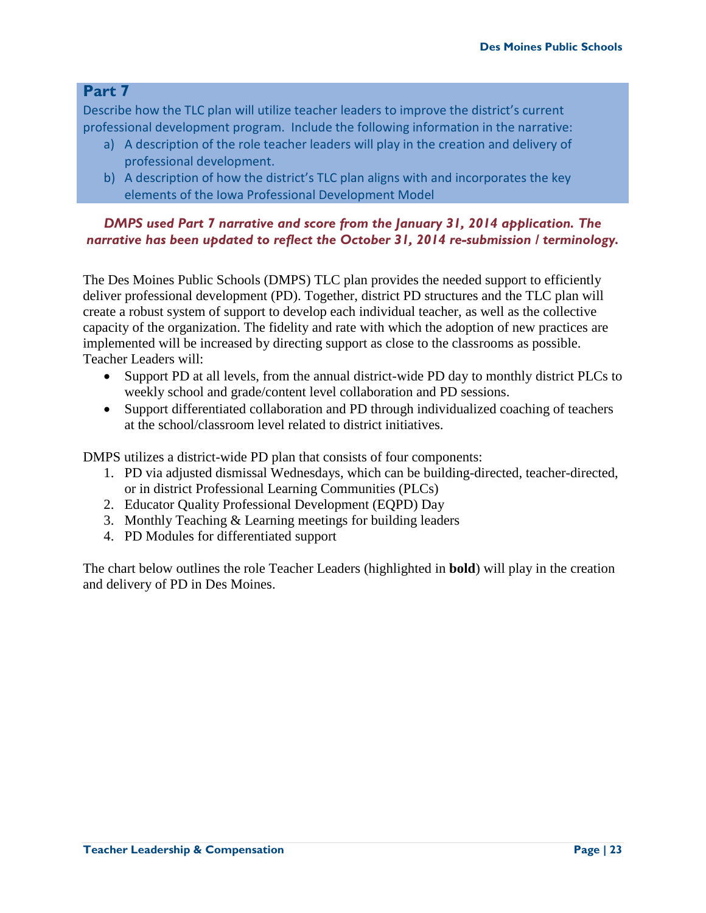## Part 7

Describe how the TLC plan will utilize teacher leaders to improve the district's current professional development program. Include the following information in the narrative:

a) A description of the role teacher leaders will play in the creation and delivery of professional development.
b) A description of how the district's TLC plan aligns with and incorporates the key elements of the Iowa Professional Development Model

***DMPS used Part 7 narrative and score from the January 31, 2014 application. The narrative has been updated to reflect the October 31, 2014 re-submission / terminology.***

The Des Moines Public Schools (DMPS) TLC plan provides the needed support to efficiently deliver professional development (PD). Together, district PD structures and the TLC plan will create a robust system of support to develop each individual teacher, as well as the collective capacity of the organization. The fidelity and rate with which the adoption of new practices are implemented will be increased by directing support as close to the classrooms as possible. Teacher Leaders will:

- Support PD at all levels, from the annual district-wide PD day to monthly district PLCs to weekly school and grade/content level collaboration and PD sessions.
- Support differentiated collaboration and PD through individualized coaching of teachers at the school/classroom level related to district initiatives.

DMPS utilizes a district-wide PD plan that consists of four components:

1. PD via adjusted dismissal Wednesdays, which can be building-directed, teacher-directed, or in district Professional Learning Communities (PLCs)
2. Educator Quality Professional Development (EQPD) Day
3. Monthly Teaching & Learning meetings for building leaders
4. PD Modules for differentiated support

The chart below outlines the role Teacher Leaders (highlighted in **bold**) will play in the creation and delivery of PD in Des Moines.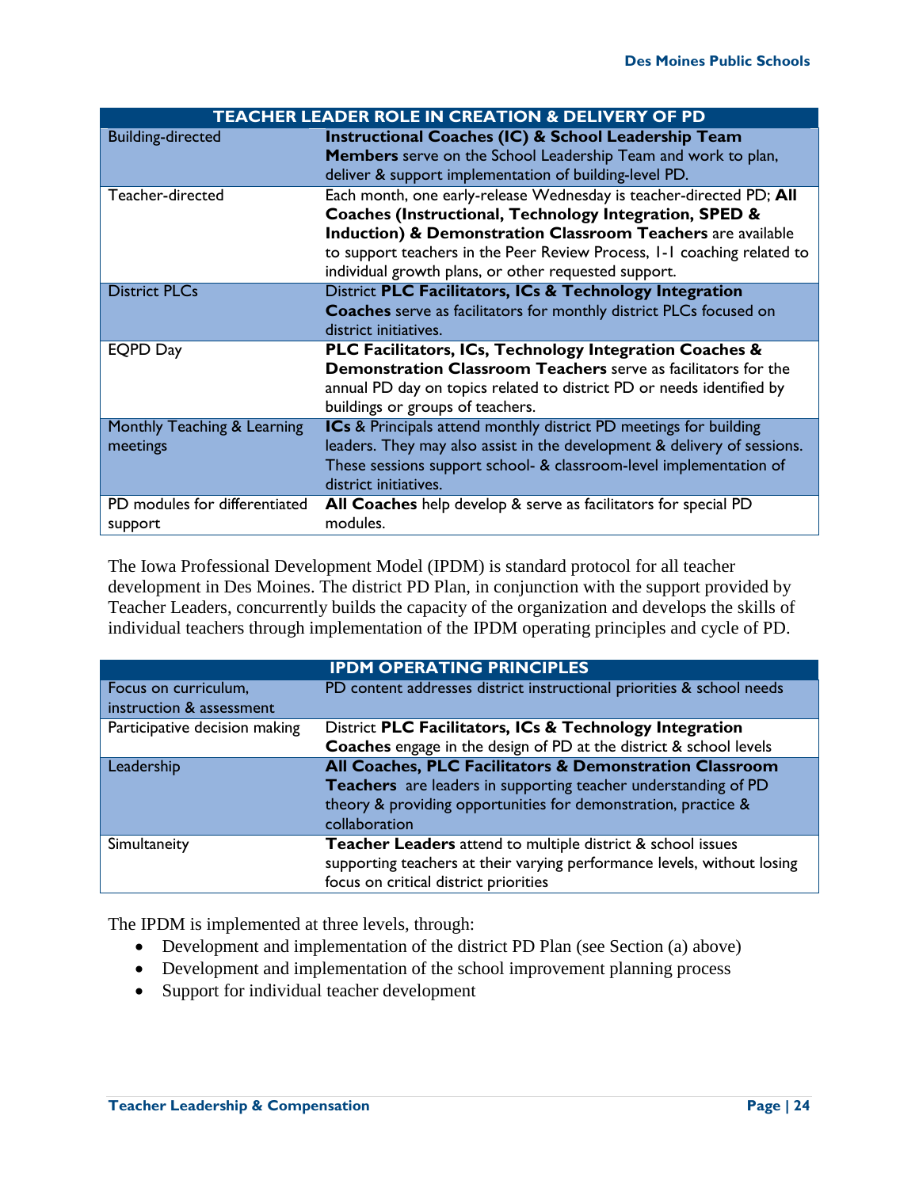| TEACHER LEADER ROLE IN CREATION & DELIVERY OF PD | |
|---|---|
| Building-directed | **Instructional Coaches (IC) & School Leadership Team Members** serve on the School Leadership Team and work to plan, deliver & support implementation of building-level PD. |
| Teacher-directed | Each month, one early-release Wednesday is teacher-directed PD; **All Coaches (Instructional, Technology Integration, SPED & Induction) & Demonstration Classroom Teachers** are available to support teachers in the Peer Review Process, 1-1 coaching related to individual growth plans, or other requested support. |
| District PLCs | District **PLC Facilitators, ICs & Technology Integration Coaches** serve as facilitators for monthly district PLCs focused on district initiatives. |
| EQPD Day | **PLC Facilitators, ICs, Technology Integration Coaches & Demonstration Classroom Teachers** serve as facilitators for the annual PD day on topics related to district PD or needs identified by buildings or groups of teachers. |
| Monthly Teaching & Learning meetings | **ICs** & Principals attend monthly district PD meetings for building leaders. They may also assist in the development & delivery of sessions. These sessions support school- & classroom-level implementation of district initiatives. |
| PD modules for differentiated support | **All Coaches** help develop & serve as facilitators for special PD modules. |

The Iowa Professional Development Model (IPDM) is standard protocol for all teacher development in Des Moines. The district PD Plan, in conjunction with the support provided by Teacher Leaders, concurrently builds the capacity of the organization and develops the skills of individual teachers through implementation of the IPDM operating principles and cycle of PD.

| IPDM OPERATING PRINCIPLES | |
|---|---|
| Focus on curriculum, instruction & assessment | PD content addresses district instructional priorities & school needs |
| Participative decision making | District **PLC Facilitators, ICs & Technology Integration Coaches** engage in the design of PD at the district & school levels |
| Leadership | **All Coaches, PLC Facilitators & Demonstration Classroom Teachers** are leaders in supporting teacher understanding of PD theory & providing opportunities for demonstration, practice & collaboration |
| Simultaneity | **Teacher Leaders** attend to multiple district & school issues supporting teachers at their varying performance levels, without losing focus on critical district priorities |

The IPDM is implemented at three levels, through:

- Development and implementation of the district PD Plan (see Section (a) above)
- Development and implementation of the school improvement planning process
- Support for individual teacher development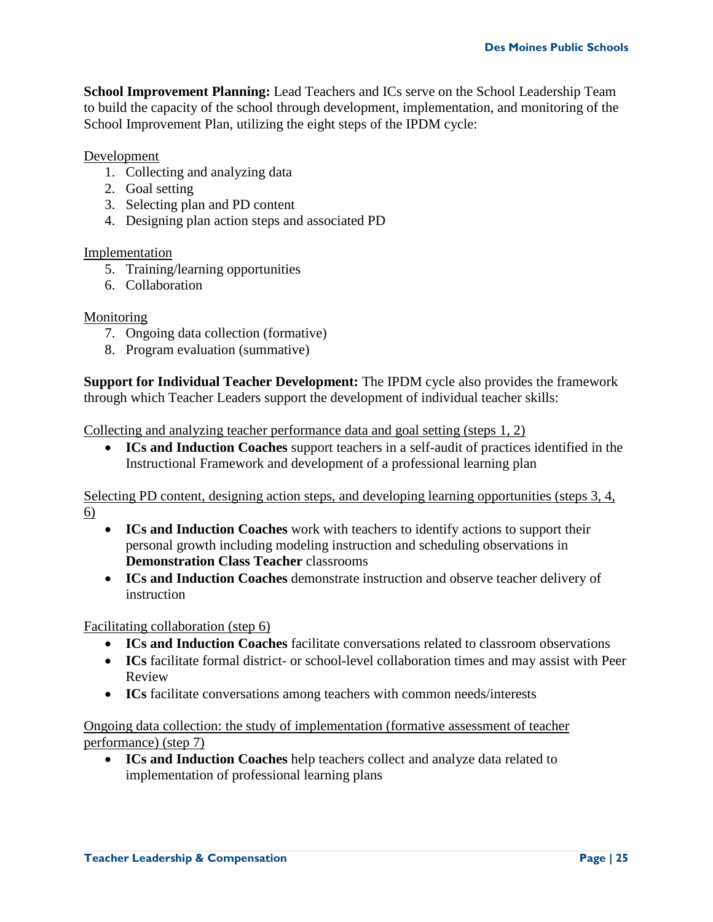**School Improvement Planning:** Lead Teachers and ICs serve on the School Leadership Team to build the capacity of the school through development, implementation, and monitoring of the School Improvement Plan, utilizing the eight steps of the IPDM cycle:

<u>Development</u>

1. Collecting and analyzing data
2. Goal setting
3. Selecting plan and PD content
4. Designing plan action steps and associated PD

<u>Implementation</u>

5. Training/learning opportunities
6. Collaboration

<u>Monitoring</u>

7. Ongoing data collection (formative)
8. Program evaluation (summative)

**Support for Individual Teacher Development:** The IPDM cycle also provides the framework through which Teacher Leaders support the development of individual teacher skills:

<u>Collecting and analyzing teacher performance data and goal setting (steps 1, 2)</u>

- **ICs and Induction Coaches** support teachers in a self-audit of practices identified in the Instructional Framework and development of a professional learning plan

<u>Selecting PD content, designing action steps, and developing learning opportunities (steps 3, 4, 6)</u>

- **ICs and Induction Coaches** work with teachers to identify actions to support their personal growth including modeling instruction and scheduling observations in **Demonstration Class Teacher** classrooms
- **ICs and Induction Coaches** demonstrate instruction and observe teacher delivery of instruction

<u>Facilitating collaboration (step 6)</u>

- **ICs and Induction Coaches** facilitate conversations related to classroom observations
- **ICs** facilitate formal district- or school-level collaboration times and may assist with Peer Review
- **ICs** facilitate conversations among teachers with common needs/interests

<u>Ongoing data collection: the study of implementation (formative assessment of teacher performance) (step 7)</u>

- **ICs and Induction Coaches** help teachers collect and analyze data related to implementation of professional learning plans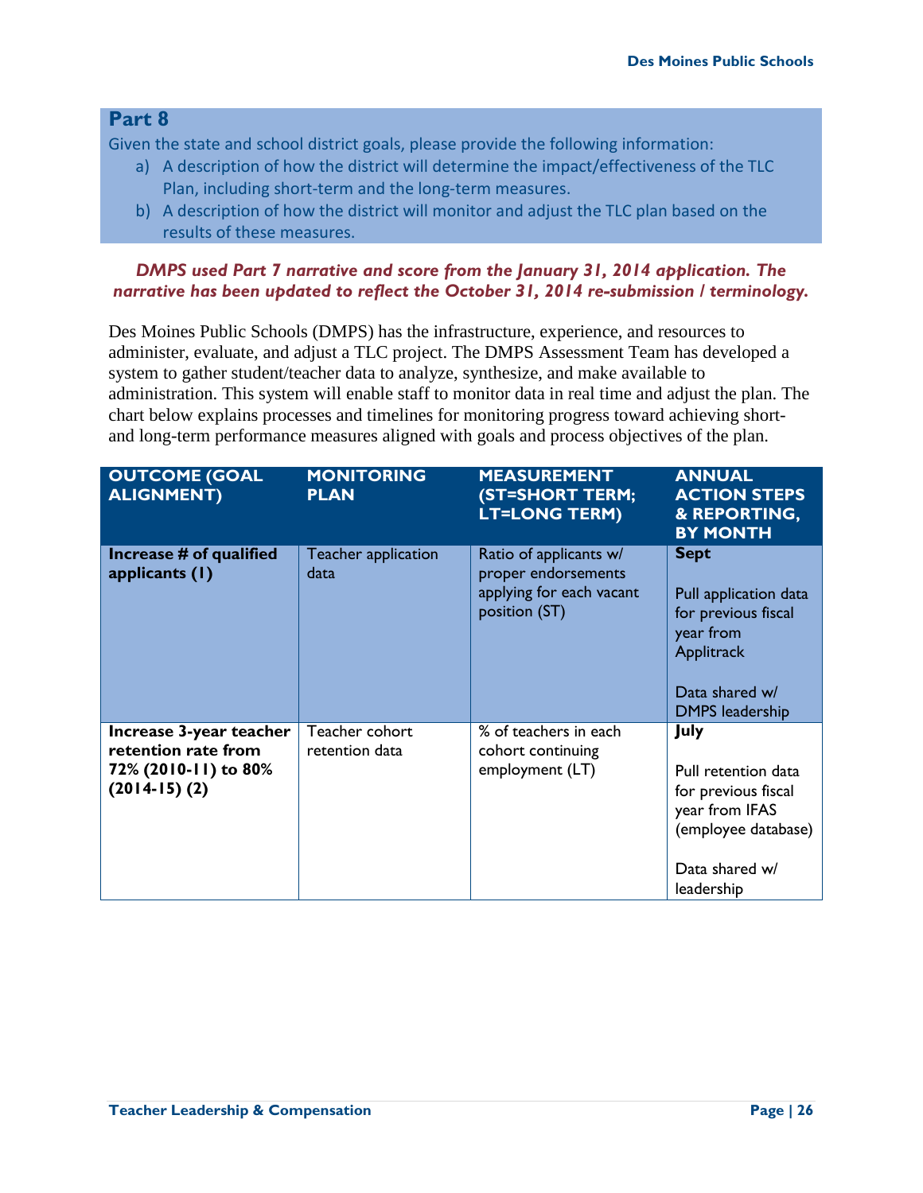## Part 8

Given the state and school district goals, please provide the following information:

a) A description of how the district will determine the impact/effectiveness of the TLC Plan, including short-term and the long-term measures.
b) A description of how the district will monitor and adjust the TLC plan based on the results of these measures.

***DMPS used Part 7 narrative and score from the January 31, 2014 application. The narrative has been updated to reflect the October 31, 2014 re-submission / terminology.***

Des Moines Public Schools (DMPS) has the infrastructure, experience, and resources to administer, evaluate, and adjust a TLC project. The DMPS Assessment Team has developed a system to gather student/teacher data to analyze, synthesize, and make available to administration. This system will enable staff to monitor data in real time and adjust the plan. The chart below explains processes and timelines for monitoring progress toward achieving short- and long-term performance measures aligned with goals and process objectives of the plan.

| OUTCOME (GOAL ALIGNMENT) | MONITORING PLAN | MEASUREMENT (ST=SHORT TERM; LT=LONG TERM) | ANNUAL ACTION STEPS & REPORTING, BY MONTH |
|---|---|---|---|
| **Increase # of qualified applicants (1)** | Teacher application data | Ratio of applicants w/ proper endorsements applying for each vacant position (ST) | **Sept**<br><br>Pull application data for previous fiscal year from Applitrack<br><br>Data shared w/ DMPS leadership |
| **Increase 3-year teacher retention rate from 72% (2010-11) to 80% (2014-15) (2)** | Teacher cohort retention data | % of teachers in each cohort continuing employment (LT) | **July**<br><br>Pull retention data for previous fiscal year from IFAS (employee database)<br><br>Data shared w/ leadership |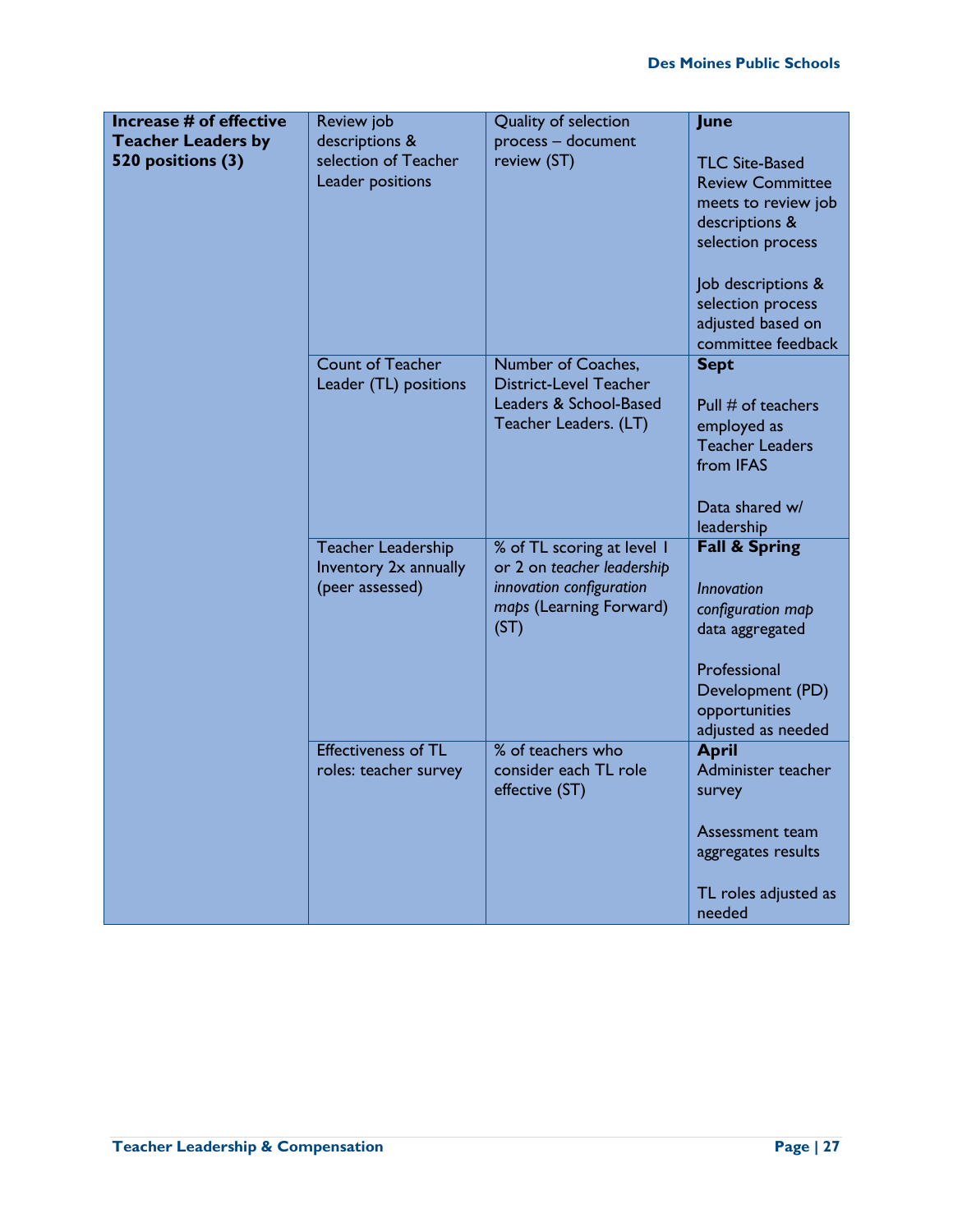| | | | |
|---|---|---|---|
| **Increase # of effective Teacher Leaders by 520 positions (3)** | Review job descriptions & selection of Teacher Leader positions | Quality of selection process – document review (ST) | **June**<br><br>TLC Site-Based Review Committee meets to review job descriptions & selection process<br><br>Job descriptions & selection process adjusted based on committee feedback |
| | Count of Teacher Leader (TL) positions | Number of Coaches, District-Level Teacher Leaders & School-Based Teacher Leaders. (LT) | **Sept**<br><br>Pull # of teachers employed as Teacher Leaders from IFAS<br><br>Data shared w/ leadership |
| | Teacher Leadership Inventory 2x annually (peer assessed) | % of TL scoring at level 1 or 2 on *teacher leadership innovation configuration maps* (Learning Forward) (ST) | **Fall & Spring**<br><br>*Innovation configuration map* data aggregated<br><br>Professional Development (PD) opportunities adjusted as needed |
| | Effectiveness of TL roles: teacher survey | % of teachers who consider each TL role effective (ST) | **April**<br>Administer teacher survey<br><br>Assessment team aggregates results<br><br>TL roles adjusted as needed |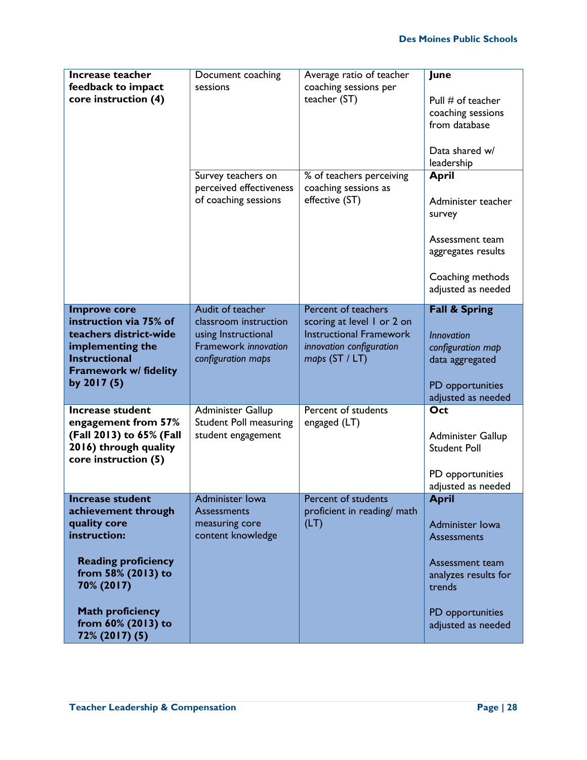| | | | |
|---|---|---|---|
| **Increase teacher feedback to impact core instruction (4)** | Document coaching sessions | Average ratio of teacher coaching sessions per teacher (ST) | **June**<br><br>Pull # of teacher coaching sessions from database<br><br>Data shared w/ leadership |
| | Survey teachers on perceived effectiveness of coaching sessions | % of teachers perceiving coaching sessions as effective (ST) | **April**<br><br>Administer teacher survey<br><br>Assessment team aggregates results<br><br>Coaching methods adjusted as needed |
| **Improve core instruction via 75% of teachers district-wide implementing the Instructional Framework w/ fidelity by 2017 (5)** | Audit of teacher classroom instruction using Instructional Framework *innovation configuration maps* | Percent of teachers scoring at level 1 or 2 on Instructional Framework *innovation configuration maps* (ST / LT) | **Fall & Spring**<br><br>*Innovation configuration map* data aggregated<br><br>PD opportunities adjusted as needed |
| **Increase student engagement from 57% (Fall 2013) to 65% (Fall 2016) through quality core instruction (5)** | Administer Gallup Student Poll measuring student engagement | Percent of students engaged (LT) | **Oct**<br><br>Administer Gallup Student Poll<br><br>PD opportunities adjusted as needed |
| **Increase student achievement through quality core instruction:**<br><br>**Reading proficiency from 58% (2013) to 70% (2017)**<br><br>**Math proficiency from 60% (2013) to 72% (2017) (5)** | Administer Iowa Assessments measuring core content knowledge | Percent of students proficient in reading/ math (LT) | **April**<br><br>Administer Iowa Assessments<br><br>Assessment team analyzes results for trends<br><br>PD opportunities adjusted as needed |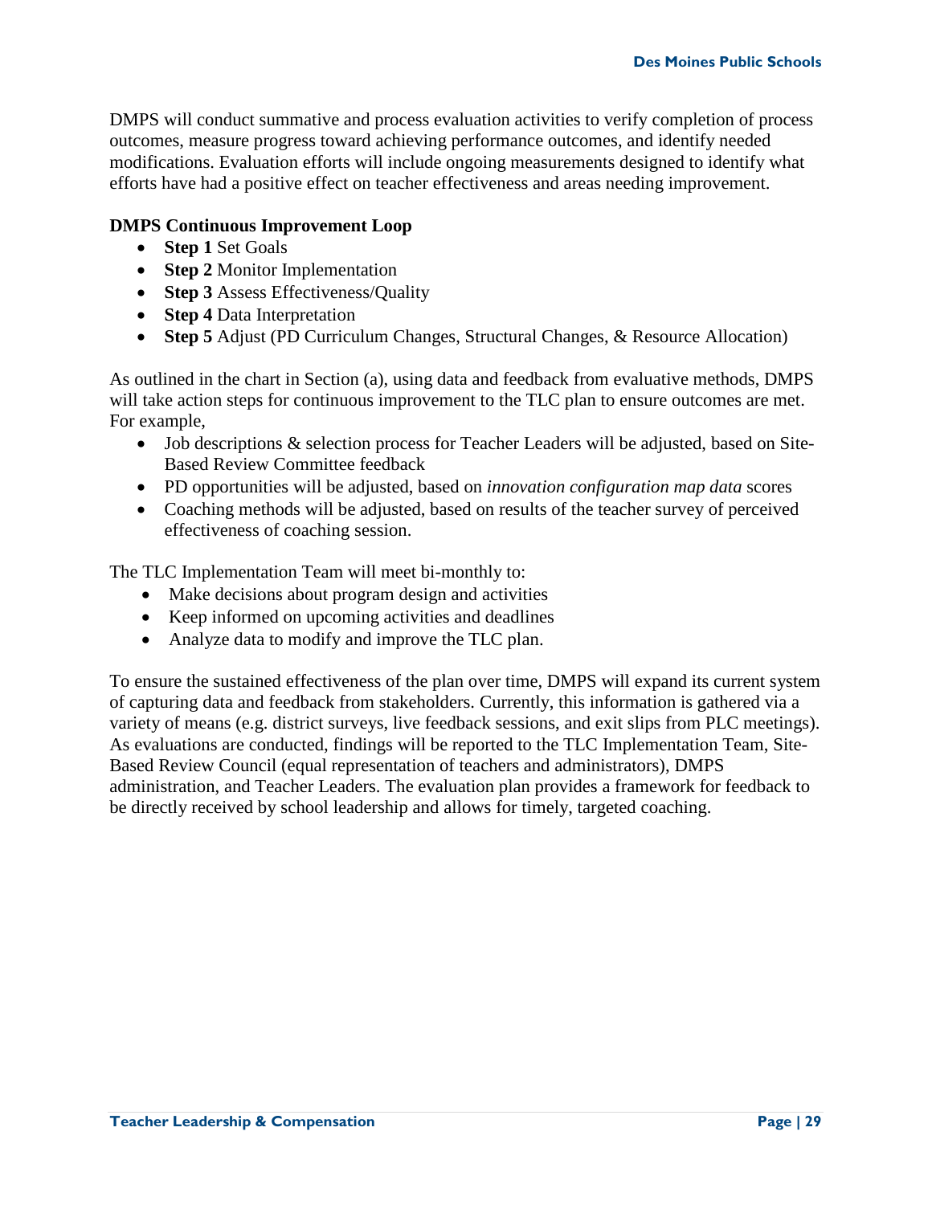DMPS will conduct summative and process evaluation activities to verify completion of process outcomes, measure progress toward achieving performance outcomes, and identify needed modifications. Evaluation efforts will include ongoing measurements designed to identify what efforts have had a positive effect on teacher effectiveness and areas needing improvement.

**DMPS Continuous Improvement Loop**

- **Step 1** Set Goals
- **Step 2** Monitor Implementation
- **Step 3** Assess Effectiveness/Quality
- **Step 4** Data Interpretation
- **Step 5** Adjust (PD Curriculum Changes, Structural Changes, & Resource Allocation)

As outlined in the chart in Section (a), using data and feedback from evaluative methods, DMPS will take action steps for continuous improvement to the TLC plan to ensure outcomes are met. For example,

- Job descriptions & selection process for Teacher Leaders will be adjusted, based on Site-Based Review Committee feedback
- PD opportunities will be adjusted, based on *innovation configuration map data* scores
- Coaching methods will be adjusted, based on results of the teacher survey of perceived effectiveness of coaching session.

The TLC Implementation Team will meet bi-monthly to:

- Make decisions about program design and activities
- Keep informed on upcoming activities and deadlines
- Analyze data to modify and improve the TLC plan.

To ensure the sustained effectiveness of the plan over time, DMPS will expand its current system of capturing data and feedback from stakeholders. Currently, this information is gathered via a variety of means (e.g. district surveys, live feedback sessions, and exit slips from PLC meetings). As evaluations are conducted, findings will be reported to the TLC Implementation Team, Site-Based Review Council (equal representation of teachers and administrators), DMPS administration, and Teacher Leaders. The evaluation plan provides a framework for feedback to be directly received by school leadership and allows for timely, targeted coaching.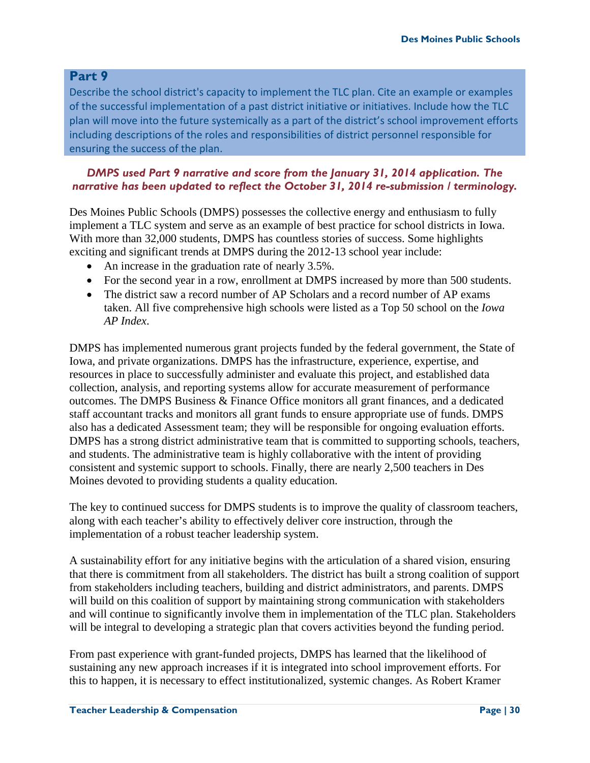## Part 9

Describe the school district's capacity to implement the TLC plan. Cite an example or examples of the successful implementation of a past district initiative or initiatives. Include how the TLC plan will move into the future systemically as a part of the district's school improvement efforts including descriptions of the roles and responsibilities of district personnel responsible for ensuring the success of the plan.

***DMPS used Part 9 narrative and score from the January 31, 2014 application. The narrative has been updated to reflect the October 31, 2014 re-submission / terminology.***

Des Moines Public Schools (DMPS) possesses the collective energy and enthusiasm to fully implement a TLC system and serve as an example of best practice for school districts in Iowa. With more than 32,000 students, DMPS has countless stories of success. Some highlights exciting and significant trends at DMPS during the 2012-13 school year include:

- An increase in the graduation rate of nearly 3.5%.
- For the second year in a row, enrollment at DMPS increased by more than 500 students.
- The district saw a record number of AP Scholars and a record number of AP exams taken. All five comprehensive high schools were listed as a Top 50 school on the *Iowa AP Index*.

DMPS has implemented numerous grant projects funded by the federal government, the State of Iowa, and private organizations. DMPS has the infrastructure, experience, expertise, and resources in place to successfully administer and evaluate this project, and established data collection, analysis, and reporting systems allow for accurate measurement of performance outcomes. The DMPS Business & Finance Office monitors all grant finances, and a dedicated staff accountant tracks and monitors all grant funds to ensure appropriate use of funds. DMPS also has a dedicated Assessment team; they will be responsible for ongoing evaluation efforts. DMPS has a strong district administrative team that is committed to supporting schools, teachers, and students. The administrative team is highly collaborative with the intent of providing consistent and systemic support to schools. Finally, there are nearly 2,500 teachers in Des Moines devoted to providing students a quality education.

The key to continued success for DMPS students is to improve the quality of classroom teachers, along with each teacher's ability to effectively deliver core instruction, through the implementation of a robust teacher leadership system.

A sustainability effort for any initiative begins with the articulation of a shared vision, ensuring that there is commitment from all stakeholders. The district has built a strong coalition of support from stakeholders including teachers, building and district administrators, and parents. DMPS will build on this coalition of support by maintaining strong communication with stakeholders and will continue to significantly involve them in implementation of the TLC plan. Stakeholders will be integral to developing a strategic plan that covers activities beyond the funding period.

From past experience with grant-funded projects, DMPS has learned that the likelihood of sustaining any new approach increases if it is integrated into school improvement efforts. For this to happen, it is necessary to effect institutionalized, systemic changes. As Robert Kramer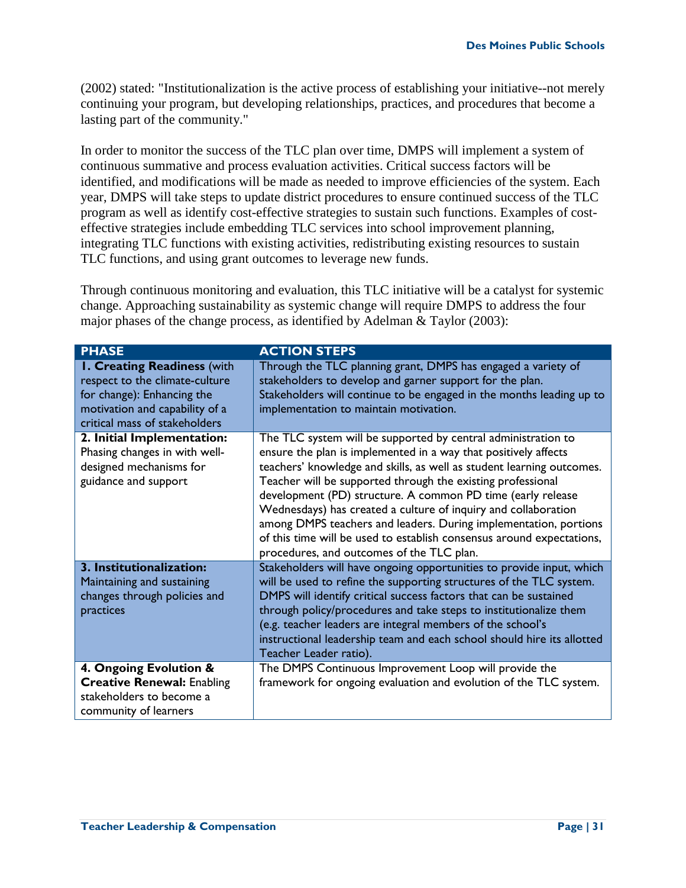(2002) stated: "Institutionalization is the active process of establishing your initiative--not merely continuing your program, but developing relationships, practices, and procedures that become a lasting part of the community."

In order to monitor the success of the TLC plan over time, DMPS will implement a system of continuous summative and process evaluation activities. Critical success factors will be identified, and modifications will be made as needed to improve efficiencies of the system. Each year, DMPS will take steps to update district procedures to ensure continued success of the TLC program as well as identify cost-effective strategies to sustain such functions. Examples of cost-effective strategies include embedding TLC services into school improvement planning, integrating TLC functions with existing activities, redistributing existing resources to sustain TLC functions, and using grant outcomes to leverage new funds.

Through continuous monitoring and evaluation, this TLC initiative will be a catalyst for systemic change. Approaching sustainability as systemic change will require DMPS to address the four major phases of the change process, as identified by Adelman & Taylor (2003):

| PHASE | ACTION STEPS |
|---|---|
| **1. Creating Readiness** (with respect to the climate-culture for change): Enhancing the motivation and capability of a critical mass of stakeholders | Through the TLC planning grant, DMPS has engaged a variety of stakeholders to develop and garner support for the plan. Stakeholders will continue to be engaged in the months leading up to implementation to maintain motivation. |
| **2. Initial Implementation:** Phasing changes in with well-designed mechanisms for guidance and support | The TLC system will be supported by central administration to ensure the plan is implemented in a way that positively affects teachers' knowledge and skills, as well as student learning outcomes. Teacher will be supported through the existing professional development (PD) structure. A common PD time (early release Wednesdays) has created a culture of inquiry and collaboration among DMPS teachers and leaders. During implementation, portions of this time will be used to establish consensus around expectations, procedures, and outcomes of the TLC plan. |
| **3. Institutionalization:** Maintaining and sustaining changes through policies and practices | Stakeholders will have ongoing opportunities to provide input, which will be used to refine the supporting structures of the TLC system. DMPS will identify critical success factors that can be sustained through policy/procedures and take steps to institutionalize them (e.g. teacher leaders are integral members of the school's instructional leadership team and each school should hire its allotted Teacher Leader ratio). |
| **4. Ongoing Evolution & Creative Renewal:** Enabling stakeholders to become a community of learners | The DMPS Continuous Improvement Loop will provide the framework for ongoing evaluation and evolution of the TLC system. |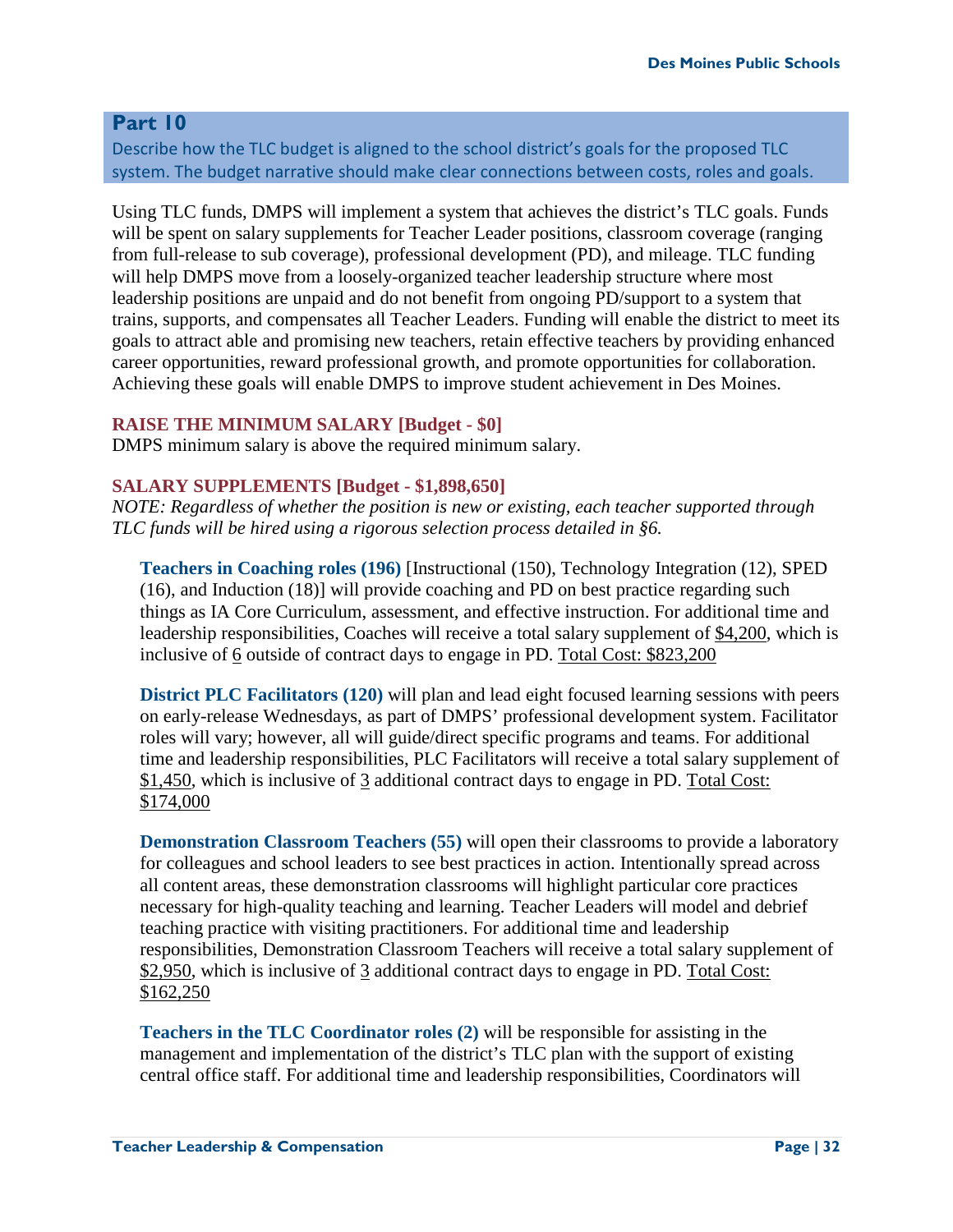## Part 10

Describe how the TLC budget is aligned to the school district's goals for the proposed TLC system. The budget narrative should make clear connections between costs, roles and goals.

Using TLC funds, DMPS will implement a system that achieves the district's TLC goals. Funds will be spent on salary supplements for Teacher Leader positions, classroom coverage (ranging from full-release to sub coverage), professional development (PD), and mileage. TLC funding will help DMPS move from a loosely-organized teacher leadership structure where most leadership positions are unpaid and do not benefit from ongoing PD/support to a system that trains, supports, and compensates all Teacher Leaders. Funding will enable the district to meet its goals to attract able and promising new teachers, retain effective teachers by providing enhanced career opportunities, reward professional growth, and promote opportunities for collaboration. Achieving these goals will enable DMPS to improve student achievement in Des Moines.

**RAISE THE MINIMUM SALARY [Budget - $0]**

DMPS minimum salary is above the required minimum salary.

**SALARY SUPPLEMENTS [Budget - $1,898,650]**

*NOTE: Regardless of whether the position is new or existing, each teacher supported through TLC funds will be hired using a rigorous selection process detailed in §6.*

**Teachers in Coaching roles (196)** [Instructional (150), Technology Integration (12), SPED (16), and Induction (18)] will provide coaching and PD on best practice regarding such things as IA Core Curriculum, assessment, and effective instruction. For additional time and leadership responsibilities, Coaches will receive a total salary supplement of <u>$4,200</u>, which is inclusive of <u>6</u> outside of contract days to engage in PD. <u>Total Cost: $823,200</u>

**District PLC Facilitators (120)** will plan and lead eight focused learning sessions with peers on early-release Wednesdays, as part of DMPS' professional development system. Facilitator roles will vary; however, all will guide/direct specific programs and teams. For additional time and leadership responsibilities, PLC Facilitators will receive a total salary supplement of <u>$1,450</u>, which is inclusive of <u>3</u> additional contract days to engage in PD. <u>Total Cost: $174,000</u>

**Demonstration Classroom Teachers (55)** will open their classrooms to provide a laboratory for colleagues and school leaders to see best practices in action. Intentionally spread across all content areas, these demonstration classrooms will highlight particular core practices necessary for high-quality teaching and learning. Teacher Leaders will model and debrief teaching practice with visiting practitioners. For additional time and leadership responsibilities, Demonstration Classroom Teachers will receive a total salary supplement of <u>$2,950</u>, which is inclusive of <u>3</u> additional contract days to engage in PD. <u>Total Cost: $162,250</u>

**Teachers in the TLC Coordinator roles (2)** will be responsible for assisting in the management and implementation of the district's TLC plan with the support of existing central office staff. For additional time and leadership responsibilities, Coordinators will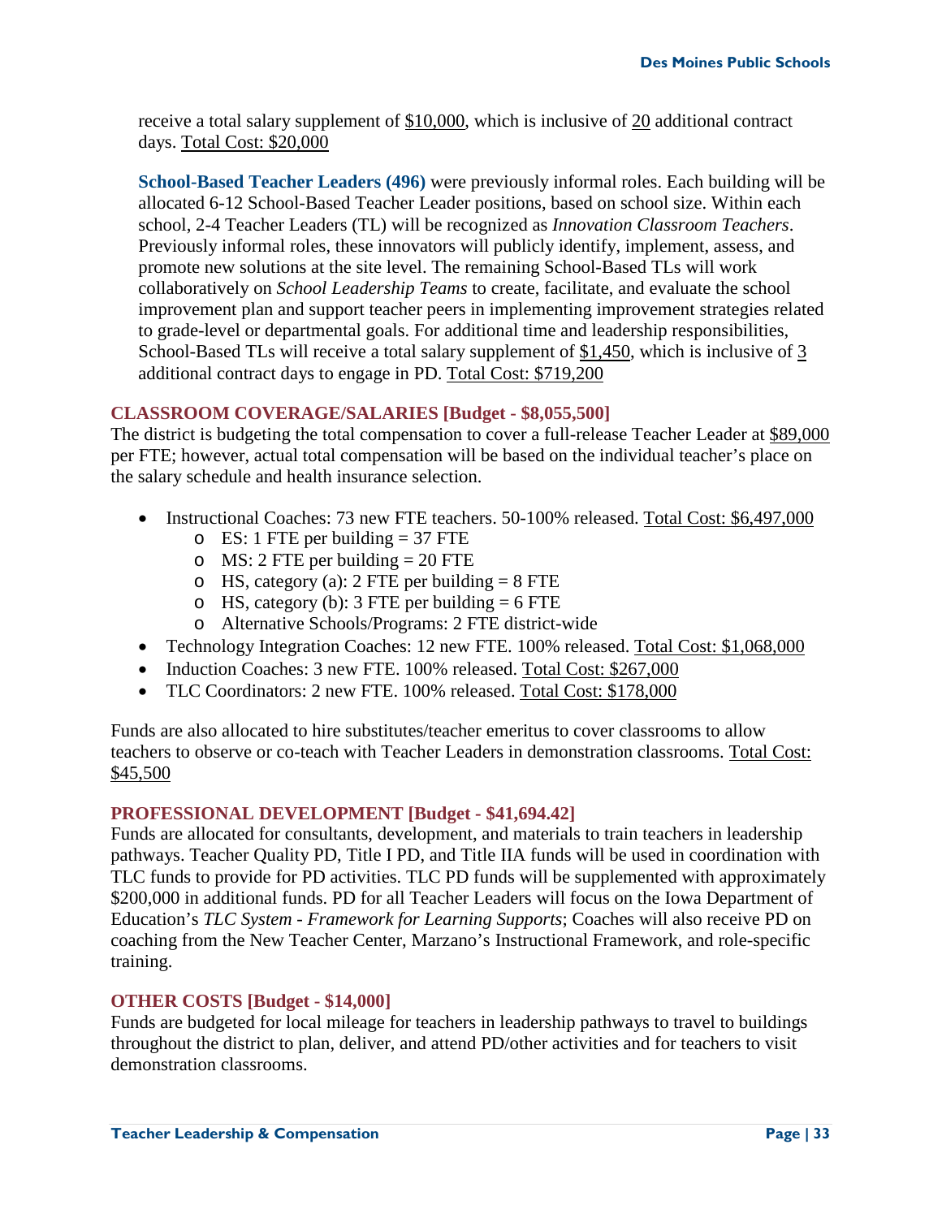receive a total salary supplement of $10,000, which is inclusive of 20 additional contract days. Total Cost: $20,000

**School-Based Teacher Leaders (496)** were previously informal roles. Each building will be allocated 6-12 School-Based Teacher Leader positions, based on school size. Within each school, 2-4 Teacher Leaders (TL) will be recognized as *Innovation Classroom Teachers*. Previously informal roles, these innovators will publicly identify, implement, assess, and promote new solutions at the site level. The remaining School-Based TLs will work collaboratively on *School Leadership Teams* to create, facilitate, and evaluate the school improvement plan and support teacher peers in implementing improvement strategies related to grade-level or departmental goals. For additional time and leadership responsibilities, School-Based TLs will receive a total salary supplement of $1,450, which is inclusive of 3 additional contract days to engage in PD. Total Cost: $719,200

### CLASSROOM COVERAGE/SALARIES [Budget - $8,055,500]

The district is budgeting the total compensation to cover a full-release Teacher Leader at $89,000 per FTE; however, actual total compensation will be based on the individual teacher's place on the salary schedule and health insurance selection.

- Instructional Coaches: 73 new FTE teachers. 50-100% released. Total Cost: $6,497,000
  - ES: 1 FTE per building = 37 FTE
  - MS: 2 FTE per building = 20 FTE
  - HS, category (a): 2 FTE per building = 8 FTE
  - HS, category (b): 3 FTE per building = 6 FTE
  - Alternative Schools/Programs: 2 FTE district-wide
- Technology Integration Coaches: 12 new FTE. 100% released. Total Cost: $1,068,000
- Induction Coaches: 3 new FTE. 100% released. Total Cost: $267,000
- TLC Coordinators: 2 new FTE. 100% released. Total Cost: $178,000

Funds are also allocated to hire substitutes/teacher emeritus to cover classrooms to allow teachers to observe or co-teach with Teacher Leaders in demonstration classrooms. Total Cost: $45,500

### PROFESSIONAL DEVELOPMENT [Budget - $41,694.42]

Funds are allocated for consultants, development, and materials to train teachers in leadership pathways. Teacher Quality PD, Title I PD, and Title IIA funds will be used in coordination with TLC funds to provide for PD activities. TLC PD funds will be supplemented with approximately $200,000 in additional funds. PD for all Teacher Leaders will focus on the Iowa Department of Education's *TLC System - Framework for Learning Supports*; Coaches will also receive PD on coaching from the New Teacher Center, Marzano's Instructional Framework, and role-specific training.

### OTHER COSTS [Budget - $14,000]

Funds are budgeted for local mileage for teachers in leadership pathways to travel to buildings throughout the district to plan, deliver, and attend PD/other activities and for teachers to visit demonstration classrooms.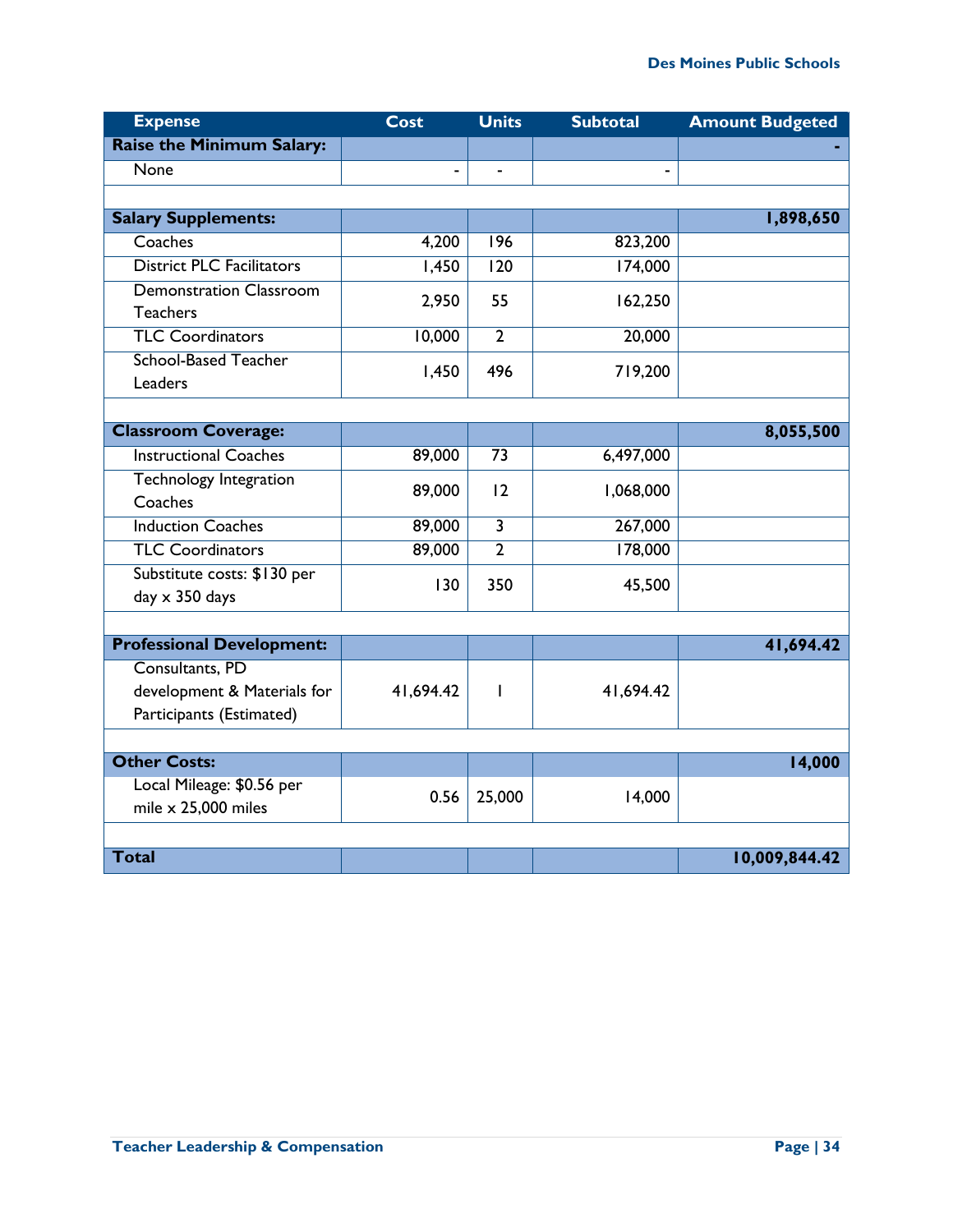| Expense | Cost | Units | Subtotal | Amount Budgeted |
|---|---|---|---|---|
| **Raise the Minimum Salary:** | | | | - |
| None | - | - | - | |
| | | | | |
| **Salary Supplements:** | | | | **1,898,650** |
| Coaches | 4,200 | 196 | 823,200 | |
| District PLC Facilitators | 1,450 | 120 | 174,000 | |
| Demonstration Classroom Teachers | 2,950 | 55 | 162,250 | |
| TLC Coordinators | 10,000 | 2 | 20,000 | |
| School-Based Teacher Leaders | 1,450 | 496 | 719,200 | |
| | | | | |
| **Classroom Coverage:** | | | | **8,055,500** |
| Instructional Coaches | 89,000 | 73 | 6,497,000 | |
| Technology Integration Coaches | 89,000 | 12 | 1,068,000 | |
| Induction Coaches | 89,000 | 3 | 267,000 | |
| TLC Coordinators | 89,000 | 2 | 178,000 | |
| Substitute costs: $130 per day x 350 days | 130 | 350 | 45,500 | |
| | | | | |
| **Professional Development:** | | | | **41,694.42** |
| Consultants, PD development & Materials for Participants (Estimated) | 41,694.42 | 1 | 41,694.42 | |
| | | | | |
| **Other Costs:** | | | | **14,000** |
| Local Mileage: $0.56 per mile x 25,000 miles | 0.56 | 25,000 | 14,000 | |
| | | | | |
| **Total** | | | | **10,009,844.42** |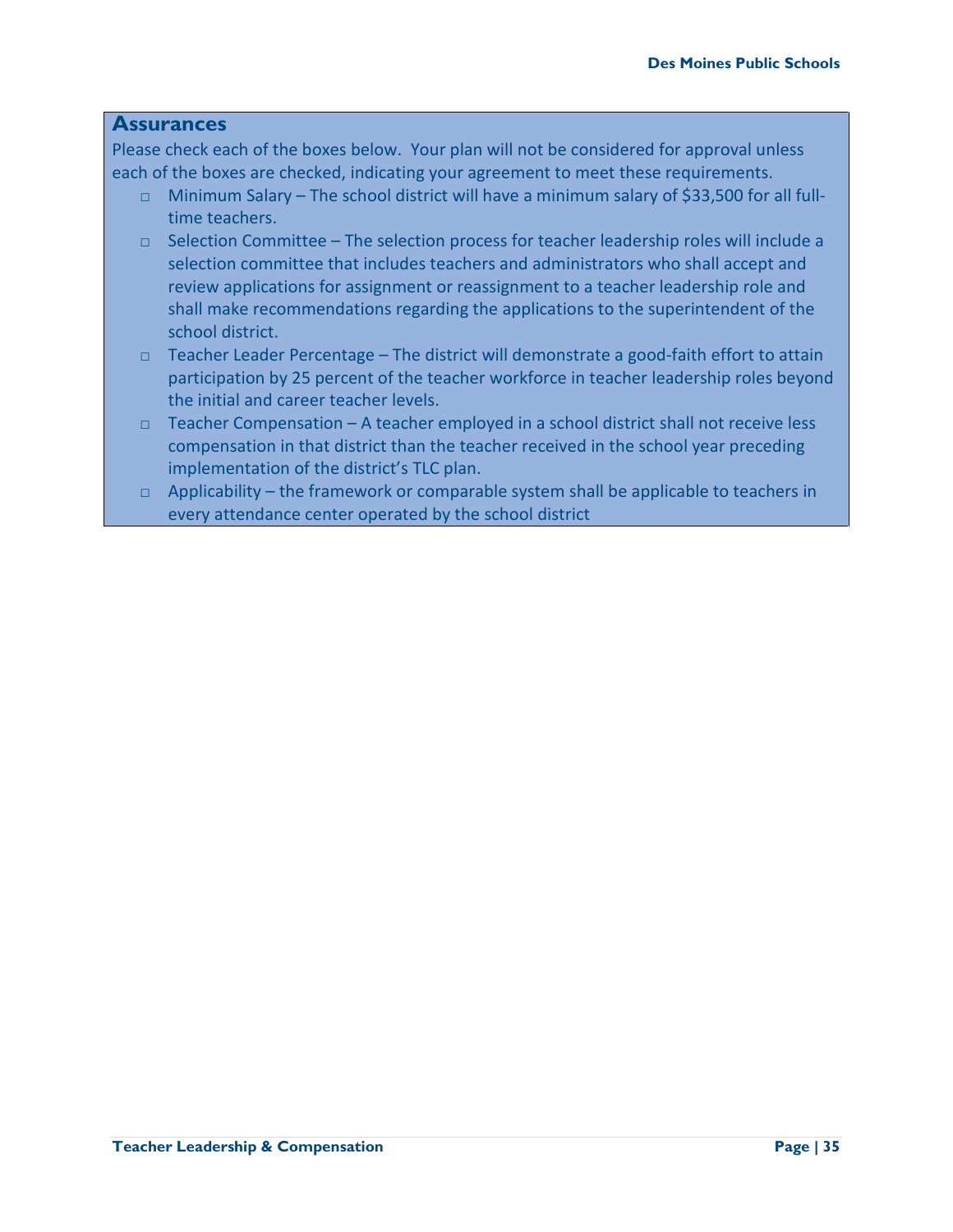## Assurances

Please check each of the boxes below. Your plan will not be considered for approval unless each of the boxes are checked, indicating your agreement to meet these requirements.

- ☐ Minimum Salary – The school district will have a minimum salary of $33,500 for all full-time teachers.
- ☐ Selection Committee – The selection process for teacher leadership roles will include a selection committee that includes teachers and administrators who shall accept and review applications for assignment or reassignment to a teacher leadership role and shall make recommendations regarding the applications to the superintendent of the school district.
- ☐ Teacher Leader Percentage – The district will demonstrate a good-faith effort to attain participation by 25 percent of the teacher workforce in teacher leadership roles beyond the initial and career teacher levels.
- ☐ Teacher Compensation – A teacher employed in a school district shall not receive less compensation in that district than the teacher received in the school year preceding implementation of the district's TLC plan.
- ☐ Applicability – the framework or comparable system shall be applicable to teachers in every attendance center operated by the school district